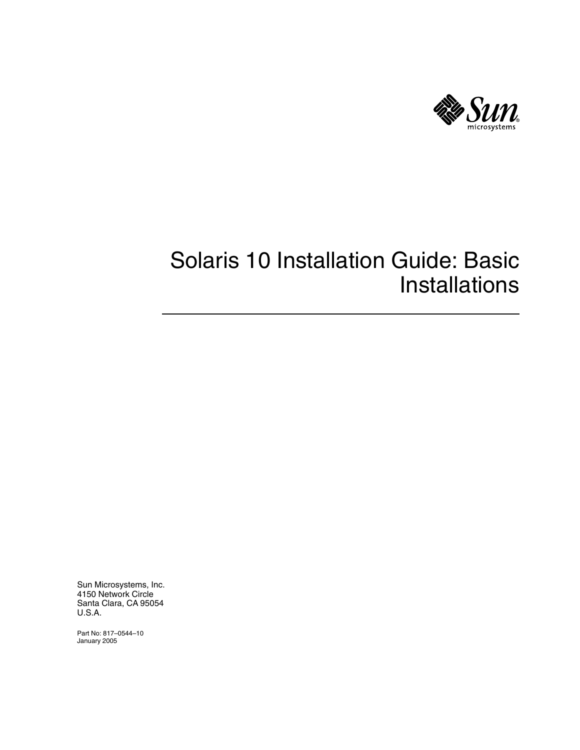# Solaris 10 Installation Guide: Basic Installations

Sun Microsystems, Inc.
4150 Network Circle
Santa Clara, CA 95054
U.S.A.

Part No: 817–0544–10
January 2005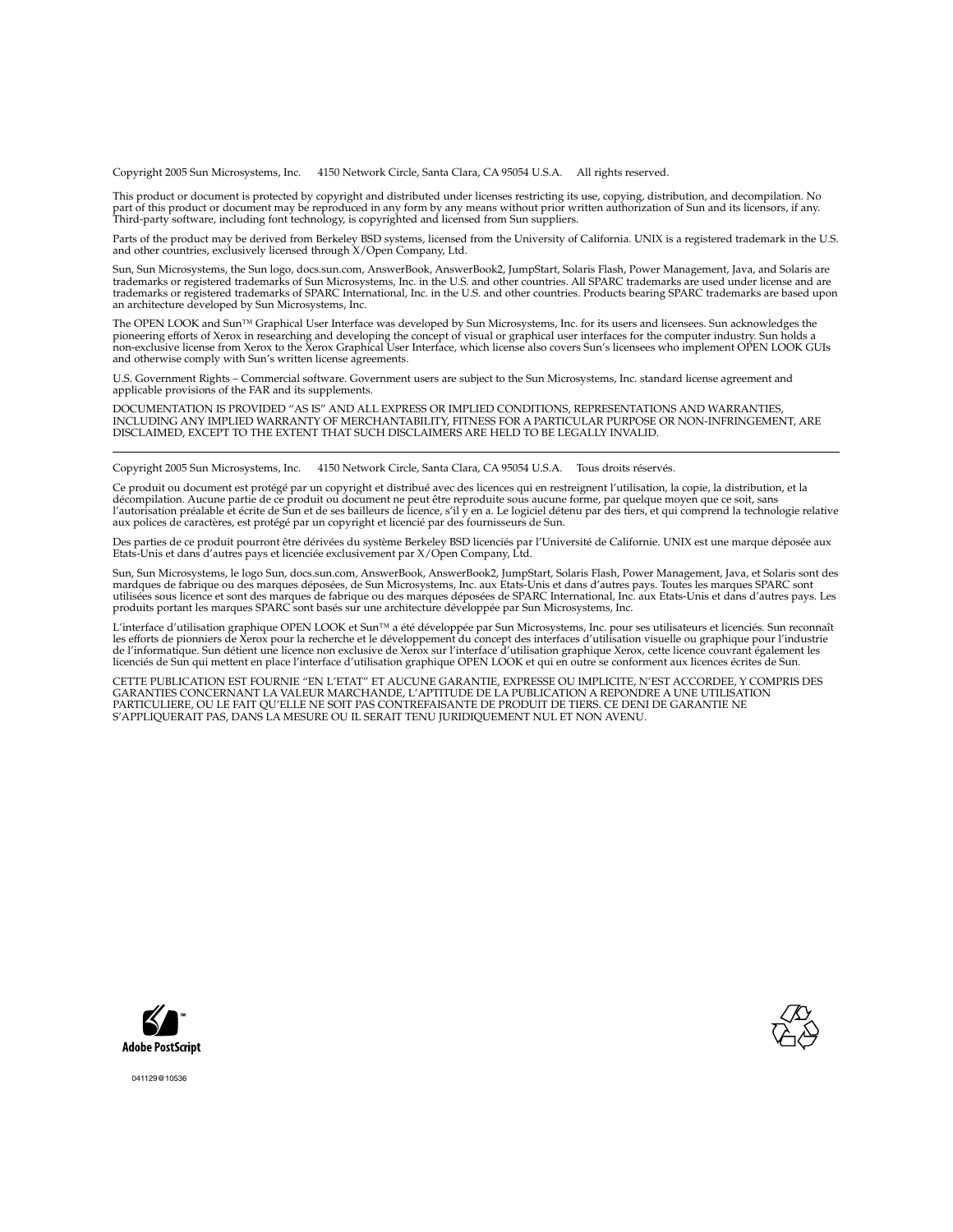Copyright 2005 Sun Microsystems, Inc. 4150 Network Circle, Santa Clara, CA 95054 U.S.A. All rights reserved.

This product or document is protected by copyright and distributed under licenses restricting its use, copying, distribution, and decompilation. No part of this product or document may be reproduced in any form by any means without prior written authorization of Sun and its licensors, if any. Third-party software, including font technology, is copyrighted and licensed from Sun suppliers.

Parts of the product may be derived from Berkeley BSD systems, licensed from the University of California. UNIX is a registered trademark in the U.S. and other countries, exclusively licensed through X/Open Company, Ltd.

Sun, Sun Microsystems, the Sun logo, docs.sun.com, AnswerBook, AnswerBook2, JumpStart, Solaris Flash, Power Management, Java, and Solaris are trademarks or registered trademarks of Sun Microsystems, Inc. in the U.S. and other countries. All SPARC trademarks are used under license and are trademarks or registered trademarks of SPARC International, Inc. in the U.S. and other countries. Products bearing SPARC trademarks are based upon an architecture developed by Sun Microsystems, Inc.

The OPEN LOOK and Sun™ Graphical User Interface was developed by Sun Microsystems, Inc. for its users and licensees. Sun acknowledges the pioneering efforts of Xerox in researching and developing the concept of visual or graphical user interfaces for the computer industry. Sun holds a non-exclusive license from Xerox to the Xerox Graphical User Interface, which license also covers Sun's licensees who implement OPEN LOOK GUIs and otherwise comply with Sun's written license agreements.

U.S. Government Rights – Commercial software. Government users are subject to the Sun Microsystems, Inc. standard license agreement and applicable provisions of the FAR and its supplements.

DOCUMENTATION IS PROVIDED "AS IS" AND ALL EXPRESS OR IMPLIED CONDITIONS, REPRESENTATIONS AND WARRANTIES, INCLUDING ANY IMPLIED WARRANTY OF MERCHANTABILITY, FITNESS FOR A PARTICULAR PURPOSE OR NON-INFRINGEMENT, ARE DISCLAIMED, EXCEPT TO THE EXTENT THAT SUCH DISCLAIMERS ARE HELD TO BE LEGALLY INVALID.

---

Copyright 2005 Sun Microsystems, Inc. 4150 Network Circle, Santa Clara, CA 95054 U.S.A. Tous droits réservés.

Ce produit ou document est protégé par un copyright et distribué avec des licences qui en restreignent l'utilisation, la copie, la distribution, et la décompilation. Aucune partie de ce produit ou document ne peut être reproduite sous aucune forme, par quelque moyen que ce soit, sans l'autorisation préalable et écrite de Sun et de ses bailleurs de licence, s'il y en a. Le logiciel détenu par des tiers, et qui comprend la technologie relative aux polices de caractères, est protégé par un copyright et licencié par des fournisseurs de Sun.

Des parties de ce produit pourront être dérivées du système Berkeley BSD licenciés par l'Université de Californie. UNIX est une marque déposée aux Etats-Unis et dans d'autres pays et licenciée exclusivement par X/Open Company, Ltd.

Sun, Sun Microsystems, le logo Sun, docs.sun.com, AnswerBook, AnswerBook2, JumpStart, Solaris Flash, Power Management, Java, et Solaris sont des mardques de fabrique ou des marques déposées, de Sun Microsystems, Inc. aux Etats-Unis et dans d'autres pays. Toutes les marques SPARC sont utilisées sous licence et sont des marques de fabrique ou des marques déposées de SPARC International, Inc. aux Etats-Unis et dans d'autres pays. Les produits portant les marques SPARC sont basés sur une architecture développée par Sun Microsystems, Inc.

L'interface d'utilisation graphique OPEN LOOK et Sun™ a été développée par Sun Microsystems, Inc. pour ses utilisateurs et licenciés. Sun reconnaît les efforts de pionniers de Xerox pour la recherche et le développement du concept des interfaces d'utilisation visuelle ou graphique pour l'industrie de l'informatique. Sun détient une licence non exclusive de Xerox sur l'interface d'utilisation graphique Xerox, cette licence couvrant également les licenciés de Sun qui mettent en place l'interface d'utilisation graphique OPEN LOOK et qui en outre se conforment aux licences écrites de Sun.

CETTE PUBLICATION EST FOURNIE "EN L'ETAT" ET AUCUNE GARANTIE, EXPRESSE OU IMPLICITE, N'EST ACCORDEE, Y COMPRIS DES GARANTIES CONCERNANT LA VALEUR MARCHANDE, L'APTITUDE DE LA PUBLICATION A REPONDRE A UNE UTILISATION PARTICULIERE, OU LE FAIT QU'ELLE NE SOIT PAS CONTREFAISANTE DE PRODUIT DE TIERS. CE DENI DE GARANTIE NE S'APPLIQUERAIT PAS, DANS LA MESURE OU IL SERAIT TENU JURIDIQUEMENT NUL ET NON AVENU.

Adobe PostScript

041129@10536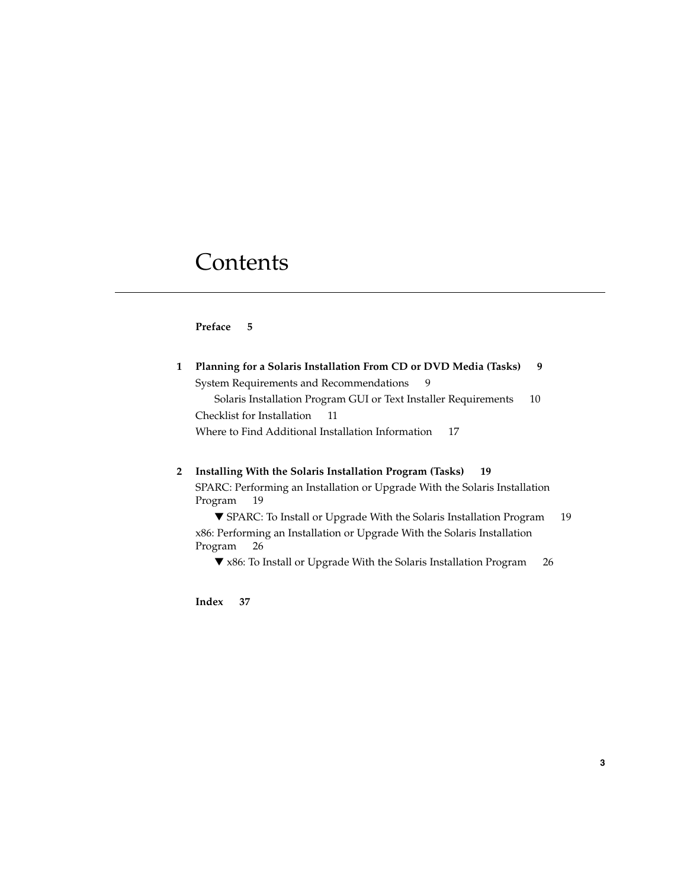# Contents

**Preface 5**

**1 Planning for a Solaris Installation From CD or DVD Media (Tasks) 9**

System Requirements and Recommendations 9

Solaris Installation Program GUI or Text Installer Requirements 10

Checklist for Installation 11

Where to Find Additional Installation Information 17

**2 Installing With the Solaris Installation Program (Tasks) 19**

SPARC: Performing an Installation or Upgrade With the Solaris Installation Program 19

▼ SPARC: To Install or Upgrade With the Solaris Installation Program 19

x86: Performing an Installation or Upgrade With the Solaris Installation Program 26

▼ x86: To Install or Upgrade With the Solaris Installation Program 26

**Index 37**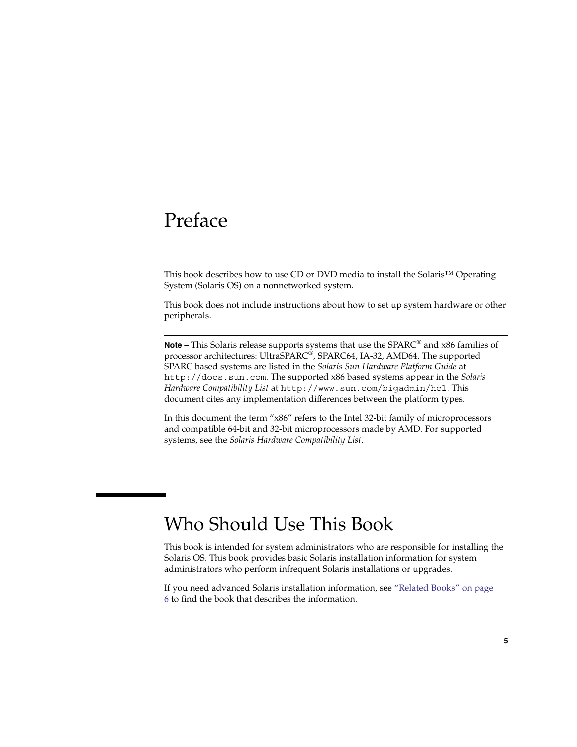# Preface

This book describes how to use CD or DVD media to install the Solaris™ Operating System (Solaris OS) on a nonnetworked system.

This book does not include instructions about how to set up system hardware or other peripherals.

---

**Note –** This Solaris release supports systems that use the SPARC® and x86 families of processor architectures: UltraSPARC®, SPARC64, IA-32, AMD64. The supported SPARC based systems are listed in the *Solaris Sun Hardware Platform Guide* at `http://docs.sun.com`. The supported x86 based systems appear in the *Solaris Hardware Compatibility List* at `http://www.sun.com/bigadmin/hcl`. This document cites any implementation differences between the platform types.

In this document the term "x86" refers to the Intel 32-bit family of microprocessors and compatible 64-bit and 32-bit microprocessors made by AMD. For supported systems, see the *Solaris Hardware Compatibility List*.

---

## Who Should Use This Book

This book is intended for system administrators who are responsible for installing the Solaris OS. This book provides basic Solaris installation information for system administrators who perform infrequent Solaris installations or upgrades.

If you need advanced Solaris installation information, see "Related Books" on page 6 to find the book that describes the information.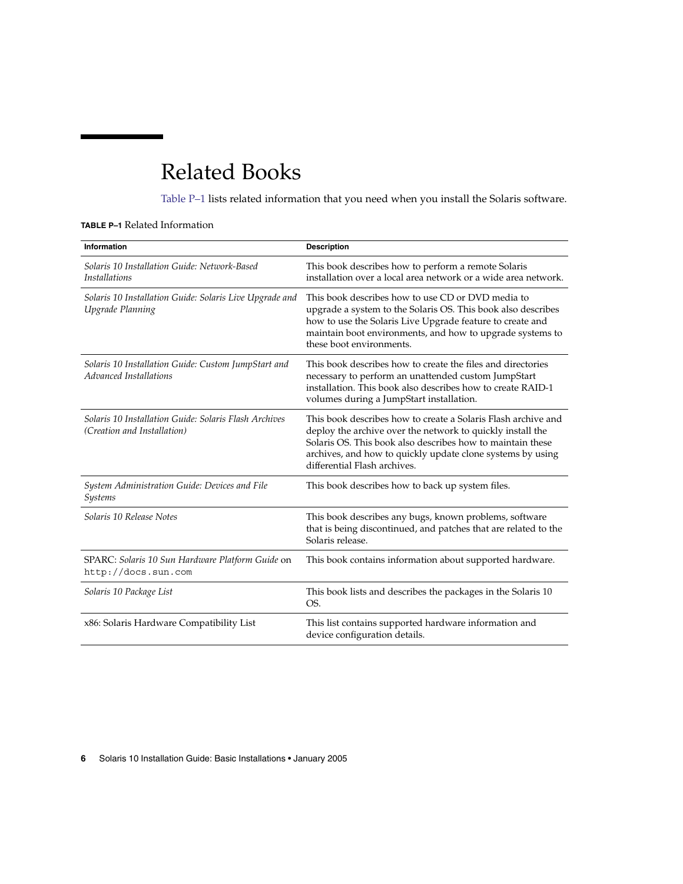# Related Books

Table P–1 lists related information that you need when you install the Solaris software.

**TABLE P–1** Related Information

| Information | Description |
| --- | --- |
| *Solaris 10 Installation Guide: Network-Based Installations* | This book describes how to perform a remote Solaris installation over a local area network or a wide area network. |
| *Solaris 10 Installation Guide: Solaris Live Upgrade and Upgrade Planning* | This book describes how to use CD or DVD media to upgrade a system to the Solaris OS. This book also describes how to use the Solaris Live Upgrade feature to create and maintain boot environments, and how to upgrade systems to these boot environments. |
| *Solaris 10 Installation Guide: Custom JumpStart and Advanced Installations* | This book describes how to create the files and directories necessary to perform an unattended custom JumpStart installation. This book also describes how to create RAID-1 volumes during a JumpStart installation. |
| *Solaris 10 Installation Guide: Solaris Flash Archives (Creation and Installation)* | This book describes how to create a Solaris Flash archive and deploy the archive over the network to quickly install the Solaris OS. This book also describes how to maintain these archives, and how to quickly update clone systems by using differential Flash archives. |
| *System Administration Guide: Devices and File Systems* | This book describes how to back up system files. |
| *Solaris 10 Release Notes* | This book describes any bugs, known problems, software that is being discontinued, and patches that are related to the Solaris release. |
| SPARC: *Solaris 10 Sun Hardware Platform Guide* on `http://docs.sun.com` | This book contains information about supported hardware. |
| *Solaris 10 Package List* | This book lists and describes the packages in the Solaris 10 OS. |
| x86: Solaris Hardware Compatibility List | This list contains supported hardware information and device configuration details. |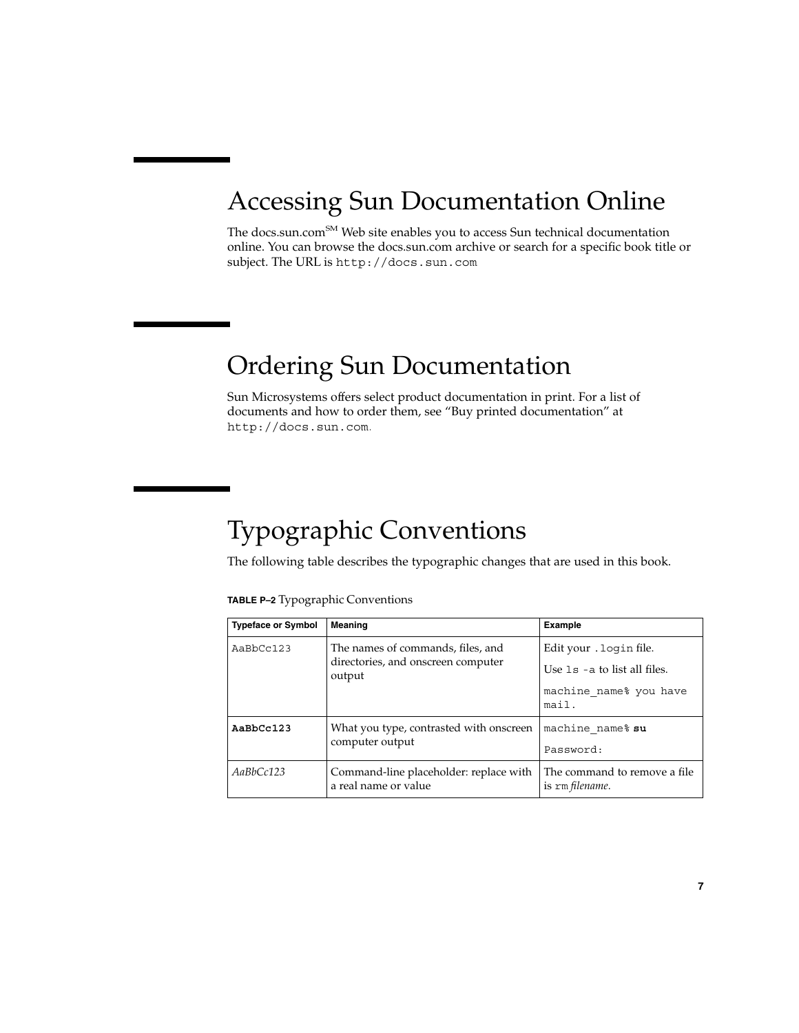## Accessing Sun Documentation Online

The docs.sun.com[SM] Web site enables you to access Sun technical documentation online. You can browse the docs.sun.com archive or search for a specific book title or subject. The URL is `http://docs.sun.com`

## Ordering Sun Documentation

Sun Microsystems offers select product documentation in print. For a list of documents and how to order them, see “Buy printed documentation” at `http://docs.sun.com`.

## Typographic Conventions

The following table describes the typographic changes that are used in this book.

**TABLE P–2** Typographic Conventions

| Typeface or Symbol | Meaning | Example |
| --- | --- | --- |
| `AaBbCc123` | The names of commands, files, and directories, and onscreen computer output | Edit your `.login` file.<br>Use `ls -a` to list all files.<br>`machine_name% you have mail.` |
| **`AaBbCc123`** | What you type, contrasted with onscreen computer output | `machine_name%` **`su`**<br>`Password:` |
| *AaBbCc123* | Command-line placeholder: replace with a real name or value | The command to remove a file is `rm` *filename*. |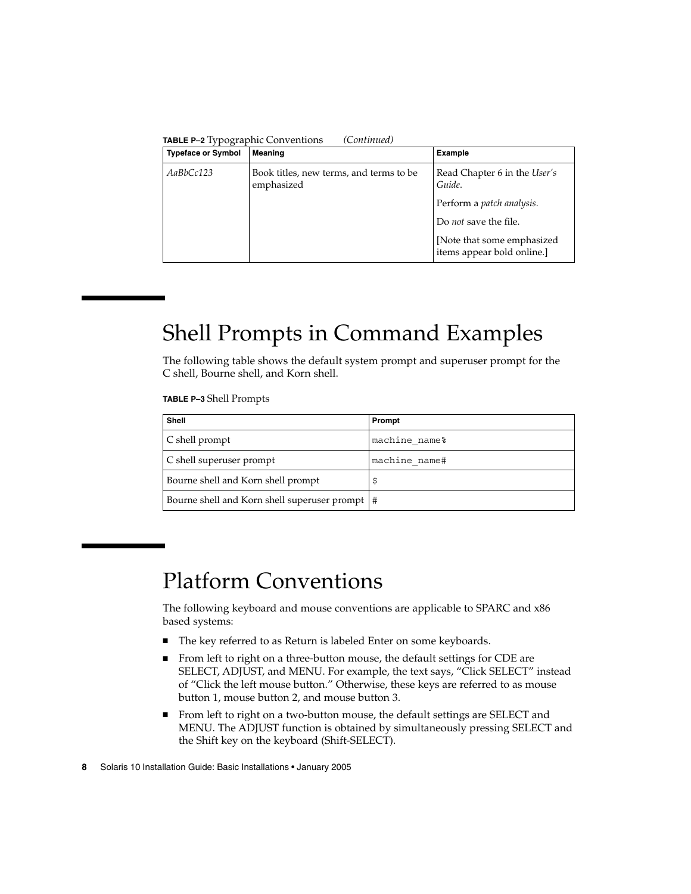**TABLE P–2** Typographic Conventions *(Continued)*

| Typeface or Symbol | Meaning | Example |
| --- | --- | --- |
| *AaBbCc123* | Book titles, new terms, and terms to be emphasized | Read Chapter 6 in the *User's Guide*.<br><br>Perform a *patch analysis*.<br><br>Do *not* save the file.<br><br>[Note that some emphasized items appear bold online.] |

## Shell Prompts in Command Examples

The following table shows the default system prompt and superuser prompt for the C shell, Bourne shell, and Korn shell.

**TABLE P–3** Shell Prompts

| Shell | Prompt |
| --- | --- |
| C shell prompt | `machine_name%` |
| C shell superuser prompt | `machine_name#` |
| Bourne shell and Korn shell prompt | `$` |
| Bourne shell and Korn shell superuser prompt | `#` |

## Platform Conventions

The following keyboard and mouse conventions are applicable to SPARC and x86 based systems:

- The key referred to as Return is labeled Enter on some keyboards.
- From left to right on a three-button mouse, the default settings for CDE are SELECT, ADJUST, and MENU. For example, the text says, "Click SELECT" instead of "Click the left mouse button." Otherwise, these keys are referred to as mouse button 1, mouse button 2, and mouse button 3.
- From left to right on a two-button mouse, the default settings are SELECT and MENU. The ADJUST function is obtained by simultaneously pressing SELECT and the Shift key on the keyboard (Shift-SELECT).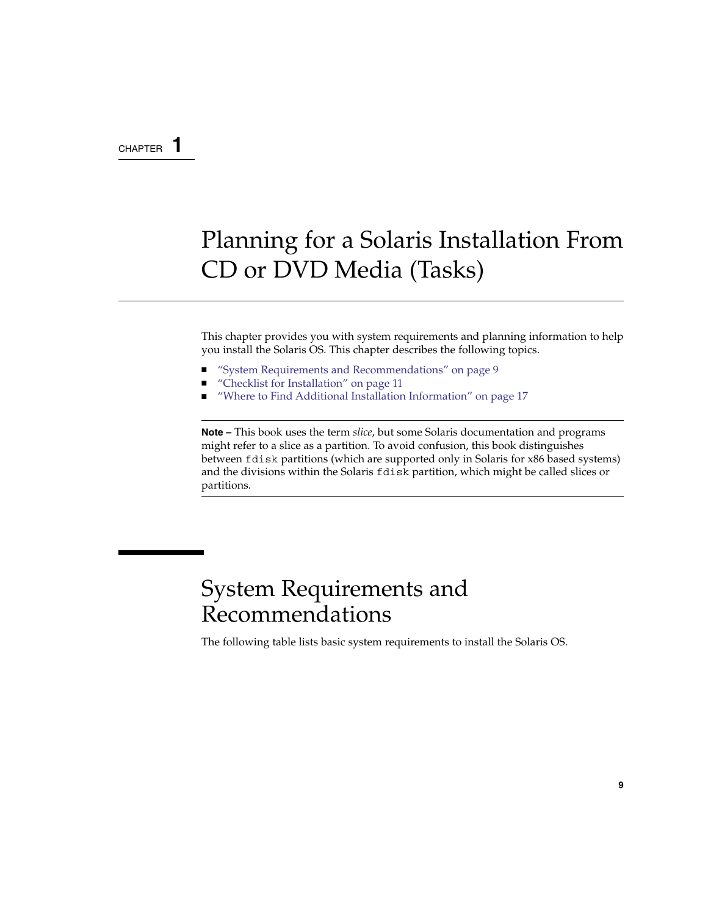CHAPTER 1

# Planning for a Solaris Installation From CD or DVD Media (Tasks)

This chapter provides you with system requirements and planning information to help you install the Solaris OS. This chapter describes the following topics.

- "System Requirements and Recommendations" on page 9
- "Checklist for Installation" on page 11
- "Where to Find Additional Installation Information" on page 17

---

**Note –** This book uses the term *slice*, but some Solaris documentation and programs might refer to a slice as a partition. To avoid confusion, this book distinguishes between `fdisk` partitions (which are supported only in Solaris for x86 based systems) and the divisions within the Solaris `fdisk` partition, which might be called slices or partitions.

---

## System Requirements and Recommendations

The following table lists basic system requirements to install the Solaris OS.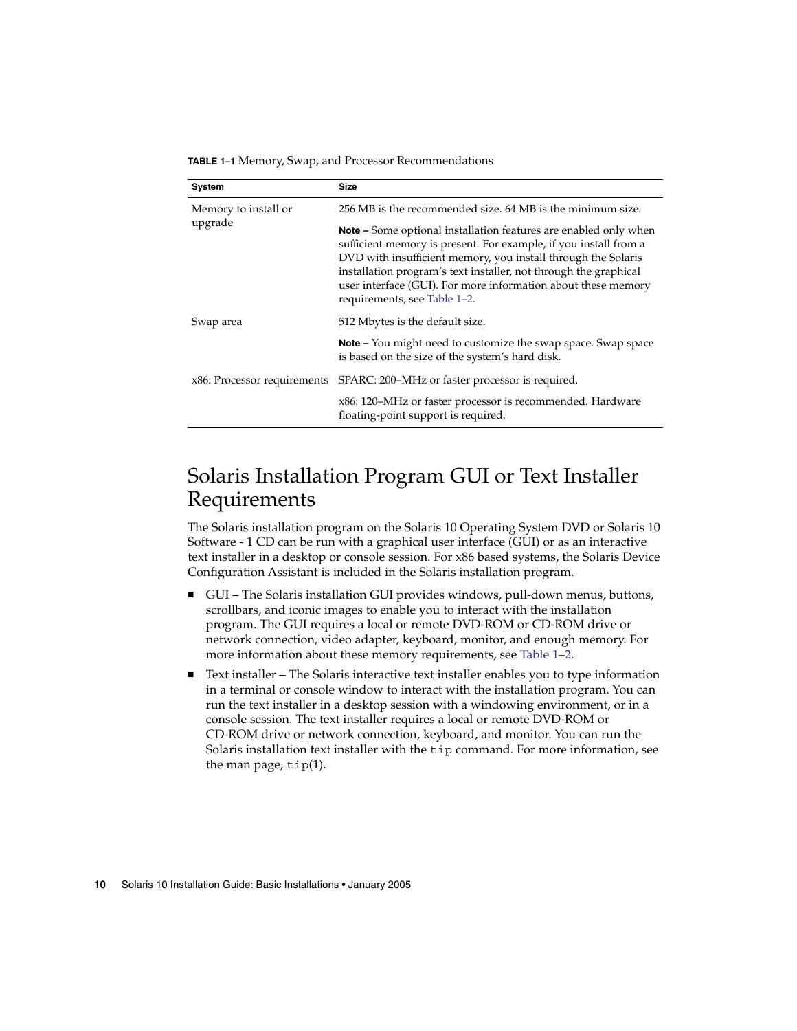**TABLE 1–1** Memory, Swap, and Processor Recommendations

| System | Size |
| --- | --- |
| Memory to install or upgrade | 256 MB is the recommended size. 64 MB is the minimum size. **Note –** Some optional installation features are enabled only when sufficient memory is present. For example, if you install from a DVD with insufficient memory, you install through the Solaris installation program's text installer, not through the graphical user interface (GUI). For more information about these memory requirements, see Table 1–2. |
| Swap area | 512 Mbytes is the default size. **Note –** You might need to customize the swap space. Swap space is based on the size of the system's hard disk. |
| x86: Processor requirements | SPARC: 200–MHz or faster processor is required. x86: 120–MHz or faster processor is recommended. Hardware floating-point support is required. |

## Solaris Installation Program GUI or Text Installer Requirements

The Solaris installation program on the Solaris 10 Operating System DVD or Solaris 10 Software - 1 CD can be run with a graphical user interface (GUI) or as an interactive text installer in a desktop or console session. For x86 based systems, the Solaris Device Configuration Assistant is included in the Solaris installation program.

- GUI – The Solaris installation GUI provides windows, pull-down menus, buttons, scrollbars, and iconic images to enable you to interact with the installation program. The GUI requires a local or remote DVD-ROM or CD-ROM drive or network connection, video adapter, keyboard, monitor, and enough memory. For more information about these memory requirements, see Table 1–2.
- Text installer – The Solaris interactive text installer enables you to type information in a terminal or console window to interact with the installation program. You can run the text installer in a desktop session with a windowing environment, or in a console session. The text installer requires a local or remote DVD-ROM or CD-ROM drive or network connection, keyboard, and monitor. You can run the Solaris installation text installer with the `tip` command. For more information, see the man page, `tip`(1).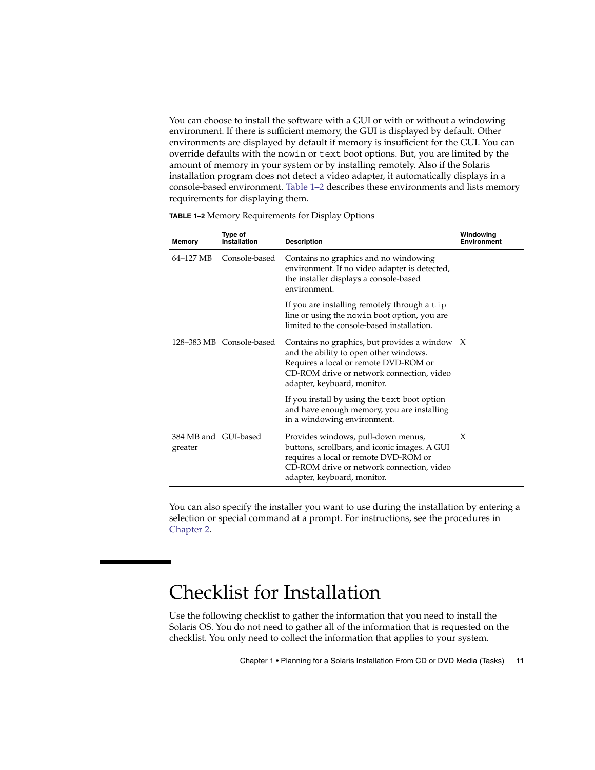You can choose to install the software with a GUI or with or without a windowing environment. If there is sufficient memory, the GUI is displayed by default. Other environments are displayed by default if memory is insufficient for the GUI. You can override defaults with the `nowin` or `text` boot options. But, you are limited by the amount of memory in your system or by installing remotely. Also if the Solaris installation program does not detect a video adapter, it automatically displays in a console-based environment. Table 1–2 describes these environments and lists memory requirements for displaying them.

**TABLE 1–2** Memory Requirements for Display Options

| Memory | Type of Installation | Description | Windowing Environment |
| --- | --- | --- | --- |
| 64–127 MB | Console-based | Contains no graphics and no windowing environment. If no video adapter is detected, the installer displays a console-based environment.<br><br>If you are installing remotely through a `tip` line or using the `nowin` boot option, you are limited to the console-based installation. | |
| 128–383 MB | Console-based | Contains no graphics, but provides a window and the ability to open other windows. Requires a local or remote DVD-ROM or CD-ROM drive or network connection, video adapter, keyboard, monitor.<br><br>If you install by using the `text` boot option and have enough memory, you are installing in a windowing environment. | X |
| 384 MB and greater | GUI-based | Provides windows, pull-down menus, buttons, scrollbars, and iconic images. A GUI requires a local or remote DVD-ROM or CD-ROM drive or network connection, video adapter, keyboard, monitor. | X |

You can also specify the installer you want to use during the installation by entering a selection or special command at a prompt. For instructions, see the procedures in Chapter 2.

## Checklist for Installation

Use the following checklist to gather the information that you need to install the Solaris OS. You do not need to gather all of the information that is requested on the checklist. You only need to collect the information that applies to your system.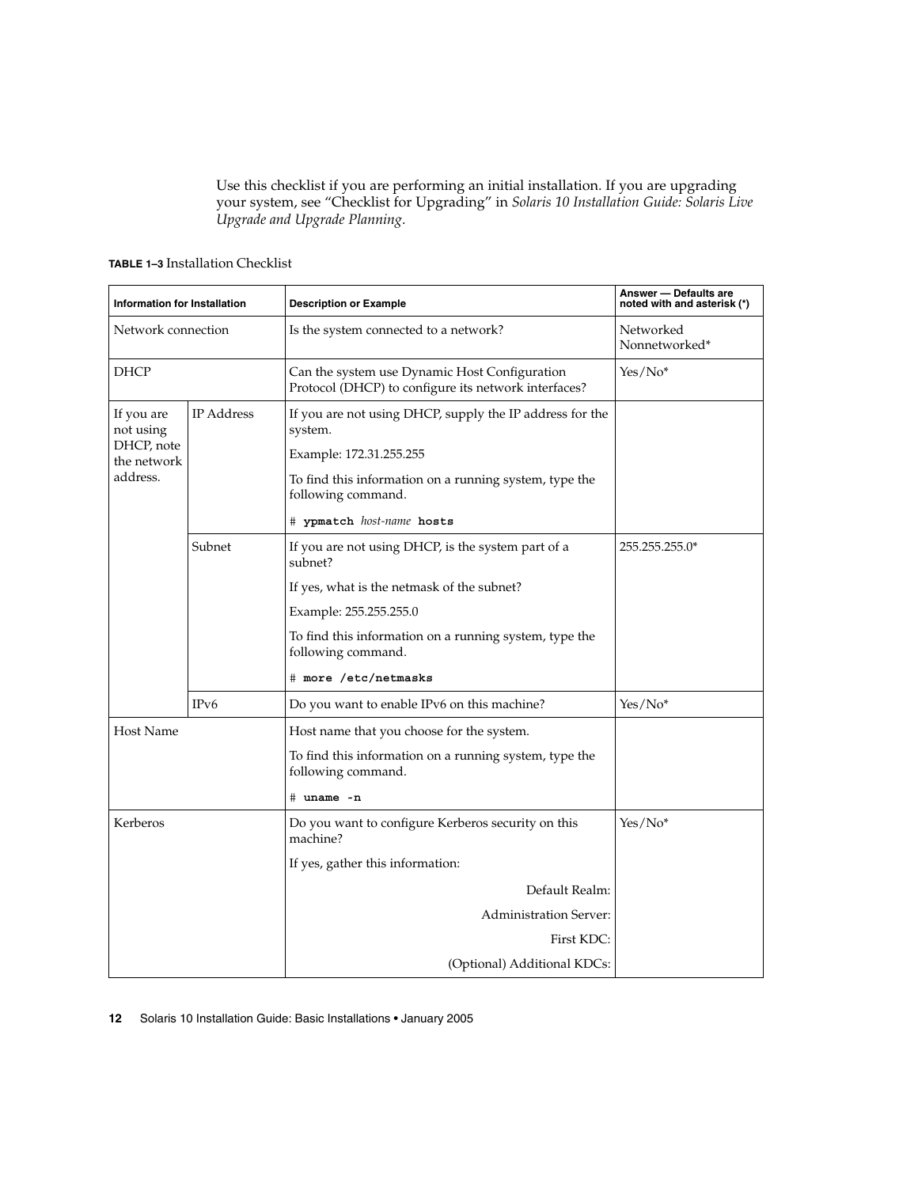Use this checklist if you are performing an initial installation. If you are upgrading your system, see "Checklist for Upgrading" in *Solaris 10 Installation Guide: Solaris Live Upgrade and Upgrade Planning*.

**TABLE 1–3** Installation Checklist

| Information for Installation | | Description or Example | Answer — Defaults are noted with and asterisk (*) |
| --- | --- | --- | --- |
| Network connection | | Is the system connected to a network? | Networked<br>Nonnetworked* |
| DHCP | | Can the system use Dynamic Host Configuration Protocol (DHCP) to configure its network interfaces? | Yes/No* |
| If you are not using DHCP, note the network address. | IP Address | If you are not using DHCP, supply the IP address for the system.<br>Example: 172.31.255.255<br>To find this information on a running system, type the following command.<br># **ypmatch** *host-name* **hosts** | |
| | Subnet | If you are not using DHCP, is the system part of a subnet?<br>If yes, what is the netmask of the subnet?<br>Example: 255.255.255.0<br>To find this information on a running system, type the following command.<br># **more /etc/netmasks** | 255.255.255.0* |
| | IPv6 | Do you want to enable IPv6 on this machine? | Yes/No* |
| Host Name | | Host name that you choose for the system.<br>To find this information on a running system, type the following command.<br># **uname -n** | |
| Kerberos | | Do you want to configure Kerberos security on this machine?<br>If yes, gather this information:<br>Default Realm:<br>Administration Server:<br>First KDC:<br>(Optional) Additional KDCs: | Yes/No* |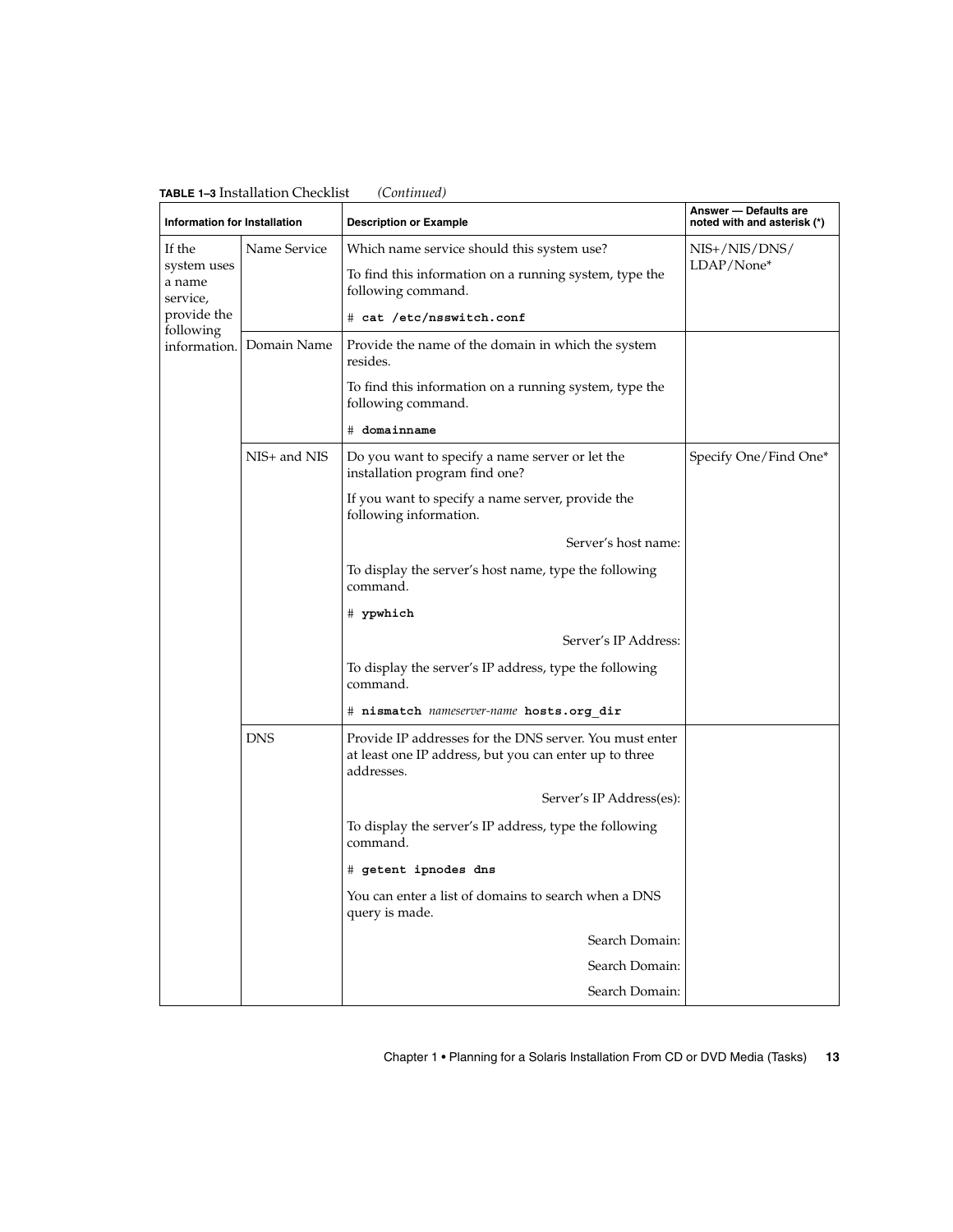**TABLE 1–3** Installation Checklist *(Continued)*

| Information for Installation | | Description or Example | Answer — Defaults are noted with and asterisk (*) |
| --- | --- | --- | --- |
| If the system uses a name service, provide the following information. | Name Service | Which name service should this system use?<br><br>To find this information on a running system, type the following command.<br><br>`# cat /etc/nsswitch.conf` | NIS+/NIS/DNS/ LDAP/None* |
| | Domain Name | Provide the name of the domain in which the system resides.<br><br>To find this information on a running system, type the following command.<br><br>`# domainname` | |
| | NIS+ and NIS | Do you want to specify a name server or let the installation program find one?<br><br>If you want to specify a name server, provide the following information.<br><br>Server's host name:<br><br>To display the server's host name, type the following command.<br><br>`# ypwhich`<br><br>Server's IP Address:<br><br>To display the server's IP address, type the following command.<br><br>`# nismatch` *nameserver-name* `hosts.org_dir` | Specify One/Find One* |
| | DNS | Provide IP addresses for the DNS server. You must enter at least one IP address, but you can enter up to three addresses.<br><br>Server's IP Address(es):<br><br>To display the server's IP address, type the following command.<br><br>`# getent ipnodes dns`<br><br>You can enter a list of domains to search when a DNS query is made.<br><br>Search Domain:<br><br>Search Domain:<br><br>Search Domain: | |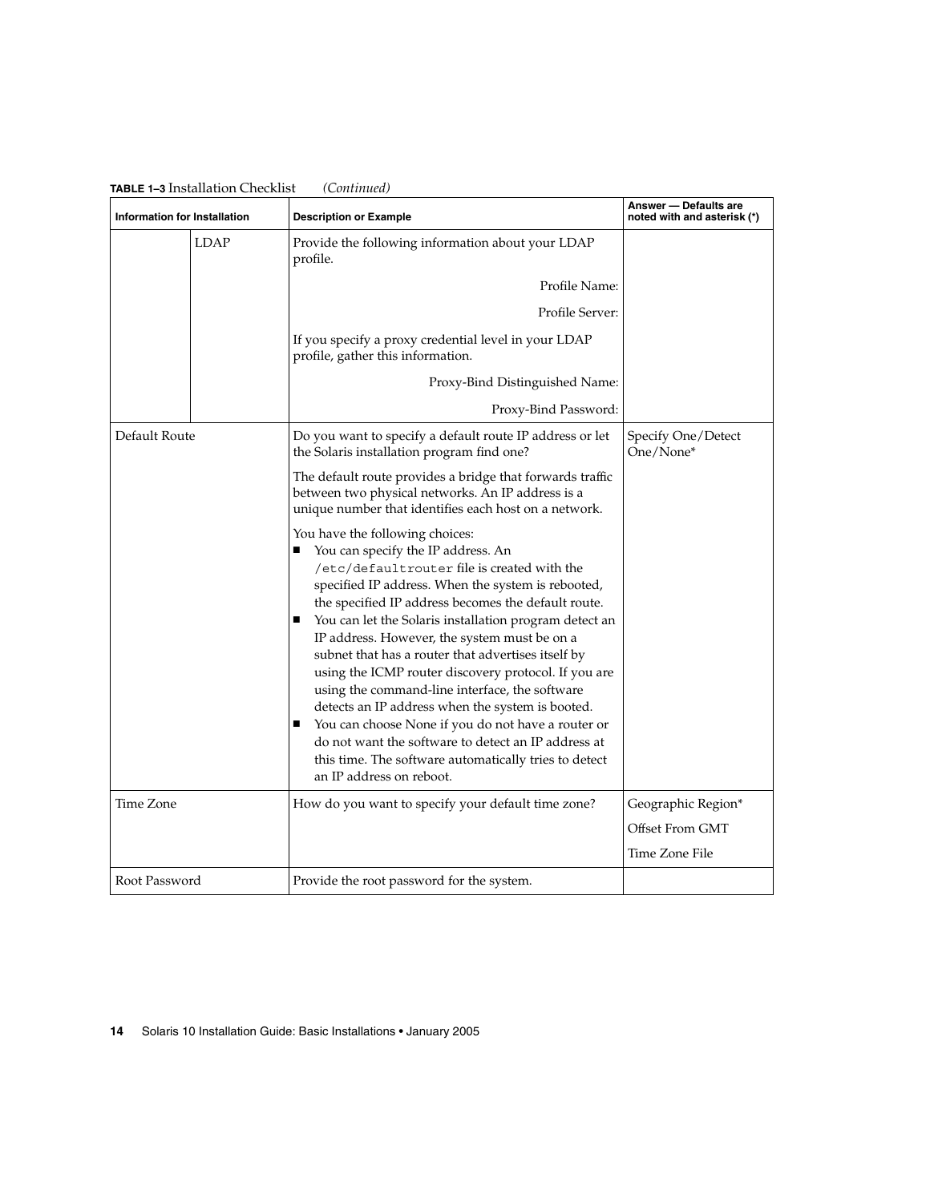**TABLE 1–3** Installation Checklist *(Continued)*

| Information for Installation | | Description or Example | Answer — Defaults are noted with and asterisk (*) |
|---|---|---|---|
| | LDAP | Provide the following information about your LDAP profile.<br><br>Profile Name:<br><br>Profile Server:<br><br>If you specify a proxy credential level in your LDAP profile, gather this information.<br><br>Proxy-Bind Distinguished Name:<br><br>Proxy-Bind Password: | |
| Default Route | | Do you want to specify a default route IP address or let the Solaris installation program find one?<br><br>The default route provides a bridge that forwards traffic between two physical networks. An IP address is a unique number that identifies each host on a network.<br><br>You have the following choices:<br>■ You can specify the IP address. An `/etc/defaultrouter` file is created with the specified IP address. When the system is rebooted, the specified IP address becomes the default route.<br>■ You can let the Solaris installation program detect an IP address. However, the system must be on a subnet that has a router that advertises itself by using the ICMP router discovery protocol. If you are using the command-line interface, the software detects an IP address when the system is booted.<br>■ You can choose None if you do not have a router or do not want the software to detect an IP address at this time. The software automatically tries to detect an IP address on reboot. | Specify One/Detect One/None* |
| Time Zone | | How do you want to specify your default time zone? | Geographic Region*<br><br>Offset From GMT<br><br>Time Zone File |
| Root Password | | Provide the root password for the system. | |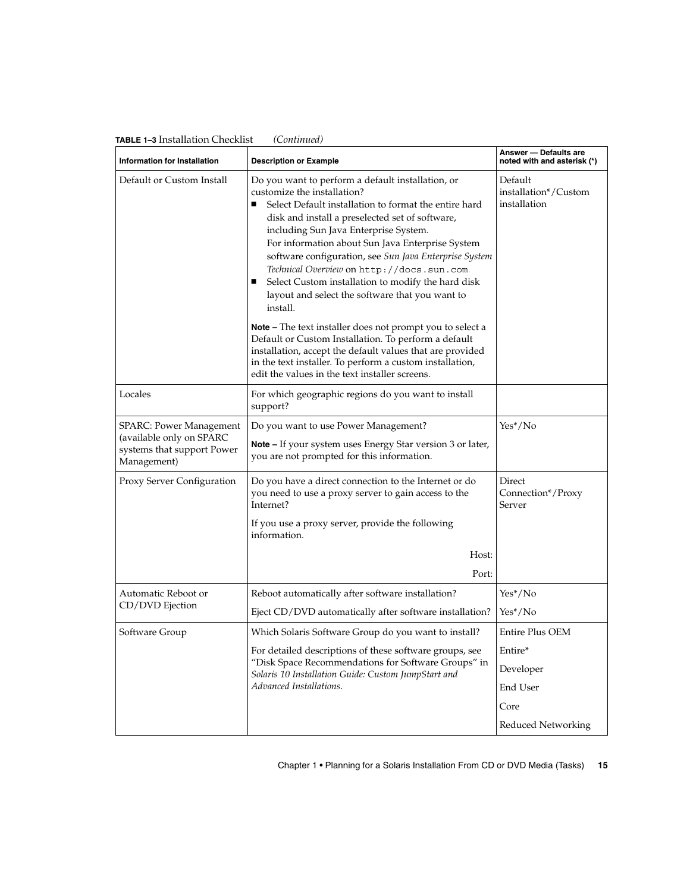**TABLE 1–3** Installation Checklist *(Continued)*

| Information for Installation | Description or Example | Answer — Defaults are noted with and asterisk (*) |
| --- | --- | --- |
| Default or Custom Install | Do you want to perform a default installation, or customize the installation?<br>■ Select Default installation to format the entire hard disk and install a preselected set of software, including Sun Java Enterprise System. For information about Sun Java Enterprise System software configuration, see *Sun Java Enterprise System Technical Overview* on `http://docs.sun.com`.<br>■ Select Custom installation to modify the hard disk layout and select the software that you want to install.<br><br>**Note –** The text installer does not prompt you to select a Default or Custom Installation. To perform a default installation, accept the default values that are provided in the text installer. To perform a custom installation, edit the values in the text installer screens. | Default installation*/Custom installation |
| Locales | For which geographic regions do you want to install support? | |
| SPARC: Power Management (available only on SPARC systems that support Power Management) | Do you want to use Power Management?<br><br>**Note –** If your system uses Energy Star version 3 or later, you are not prompted for this information. | Yes*/No |
| Proxy Server Configuration | Do you have a direct connection to the Internet or do you need to use a proxy server to gain access to the Internet?<br><br>If you use a proxy server, provide the following information.<br><br>Host:<br><br>Port: | Direct Connection*/Proxy Server |
| Automatic Reboot or CD/DVD Ejection | Reboot automatically after software installation?<br><br>Eject CD/DVD automatically after software installation? | Yes*/No<br><br>Yes*/No |
| Software Group | Which Solaris Software Group do you want to install?<br><br>For detailed descriptions of these software groups, see "Disk Space Recommendations for Software Groups" in *Solaris 10 Installation Guide: Custom JumpStart and Advanced Installations.* | Entire Plus OEM<br><br>Entire*<br><br>Developer<br><br>End User<br><br>Core<br><br>Reduced Networking |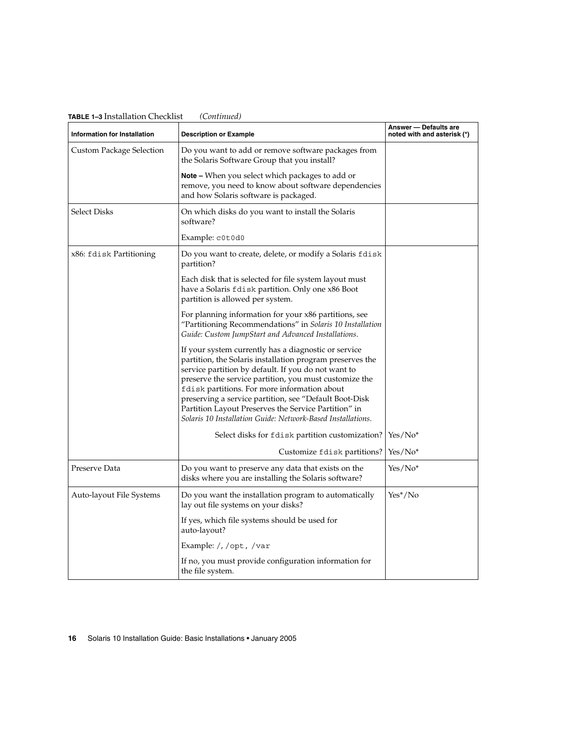**TABLE 1–3** Installation Checklist *(Continued)*

| Information for Installation | Description or Example | Answer — Defaults are noted with and asterisk (*) |
| --- | --- | --- |
| Custom Package Selection | Do you want to add or remove software packages from the Solaris Software Group that you install? | |
| | **Note –** When you select which packages to add or remove, you need to know about software dependencies and how Solaris software is packaged. | |
| Select Disks | On which disks do you want to install the Solaris software? | |
| | Example: `c0t0d0` | |
| x86: `fdisk` Partitioning | Do you want to create, delete, or modify a Solaris `fdisk` partition? | |
| | Each disk that is selected for file system layout must have a Solaris `fdisk` partition. Only one x86 Boot partition is allowed per system. | |
| | For planning information for your x86 partitions, see "Partitioning Recommendations" in *Solaris 10 Installation Guide: Custom JumpStart and Advanced Installations*. | |
| | If your system currently has a diagnostic or service partition, the Solaris installation program preserves the service partition by default. If you do not want to preserve the service partition, you must customize the `fdisk` partitions. For more information about preserving a service partition, see "Default Boot-Disk Partition Layout Preserves the Service Partition" in *Solaris 10 Installation Guide: Network-Based Installations*. | |
| | Select disks for `fdisk` partition customization? | Yes/No* |
| | Customize `fdisk` partitions? | Yes/No* |
| Preserve Data | Do you want to preserve any data that exists on the disks where you are installing the Solaris software? | Yes/No* |
| Auto-layout File Systems | Do you want the installation program to automatically lay out file systems on your disks? | Yes*/No |
| | If yes, which file systems should be used for auto-layout? | |
| | Example: `/`, `/opt`, `/var` | |
| | If no, you must provide configuration information for the file system. | |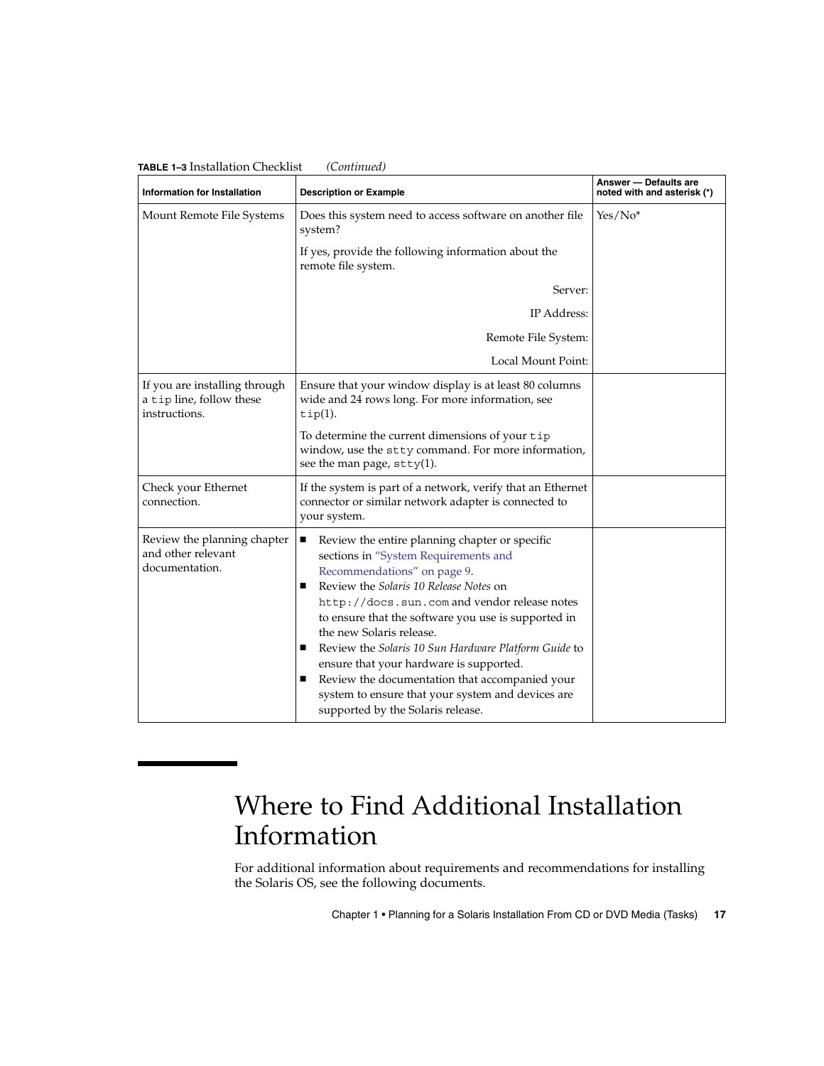**TABLE 1–3** Installation Checklist *(Continued)*

| Information for Installation | Description or Example | Answer — Defaults are noted with and asterisk (*) |
|---|---|---|
| Mount Remote File Systems | Does this system need to access software on another file system?<br><br>If yes, provide the following information about the remote file system.<br><br>Server:<br><br>IP Address:<br><br>Remote File System:<br><br>Local Mount Point: | Yes/No* |
| If you are installing through a `tip` line, follow these instructions. | Ensure that your window display is at least 80 columns wide and 24 rows long. For more information, see `tip`(1).<br><br>To determine the current dimensions of your `tip` window, use the `stty` command. For more information, see the man page, `stty`(1). | |
| Check your Ethernet connection. | If the system is part of a network, verify that an Ethernet connector or similar network adapter is connected to your system. | |
| Review the planning chapter and other relevant documentation. | ■ Review the entire planning chapter or specific sections in "System Requirements and Recommendations" on page 9.<br>■ Review the *Solaris 10 Release Notes* on `http://docs.sun.com` and vendor release notes to ensure that the software you use is supported in the new Solaris release.<br>■ Review the *Solaris 10 Sun Hardware Platform Guide* to ensure that your hardware is supported.<br>■ Review the documentation that accompanied your system to ensure that your system and devices are supported by the Solaris release. | |

# Where to Find Additional Installation Information

For additional information about requirements and recommendations for installing the Solaris OS, see the following documents.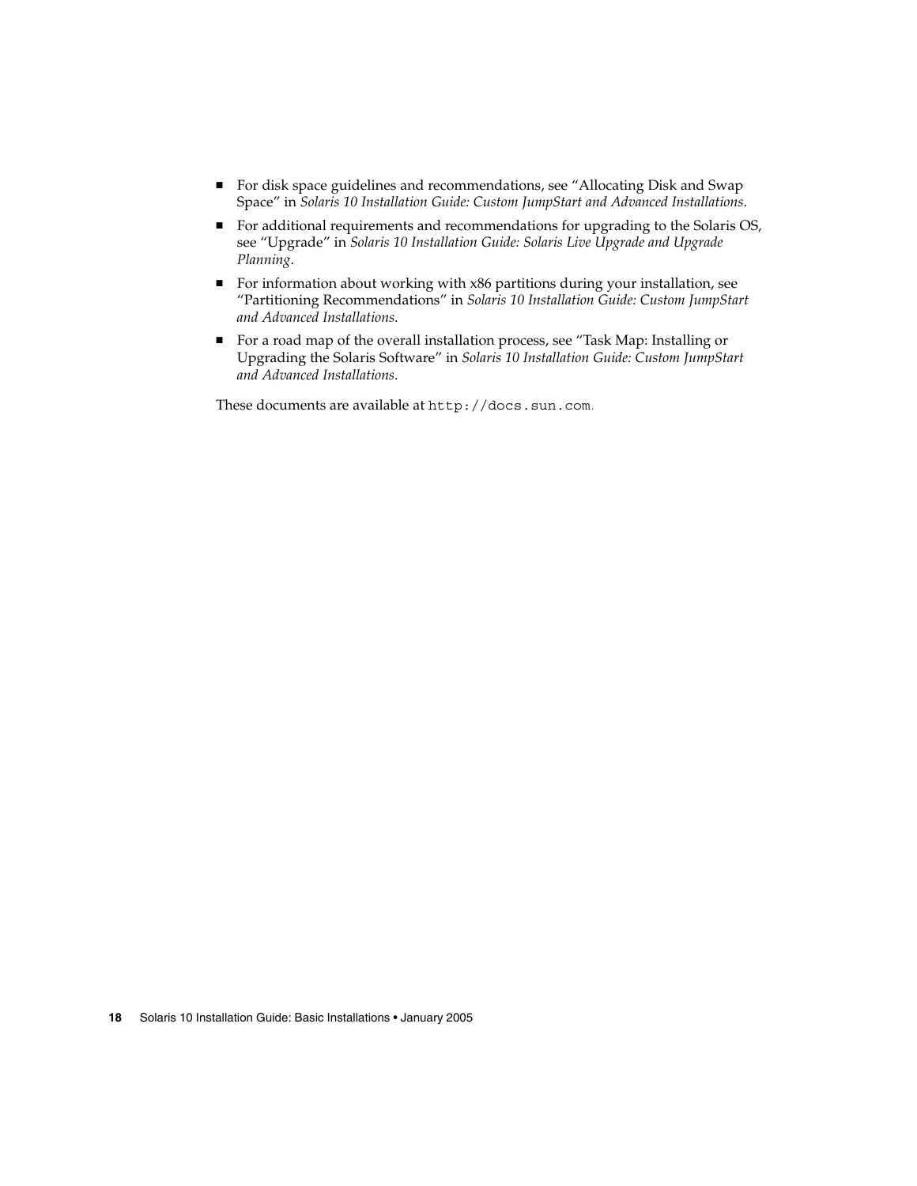- For disk space guidelines and recommendations, see "Allocating Disk and Swap Space" in *Solaris 10 Installation Guide: Custom JumpStart and Advanced Installations*.
- For additional requirements and recommendations for upgrading to the Solaris OS, see "Upgrade" in *Solaris 10 Installation Guide: Solaris Live Upgrade and Upgrade Planning*.
- For information about working with x86 partitions during your installation, see "Partitioning Recommendations" in *Solaris 10 Installation Guide: Custom JumpStart and Advanced Installations*.
- For a road map of the overall installation process, see "Task Map: Installing or Upgrading the Solaris Software" in *Solaris 10 Installation Guide: Custom JumpStart and Advanced Installations*.

These documents are available at `http://docs.sun.com`.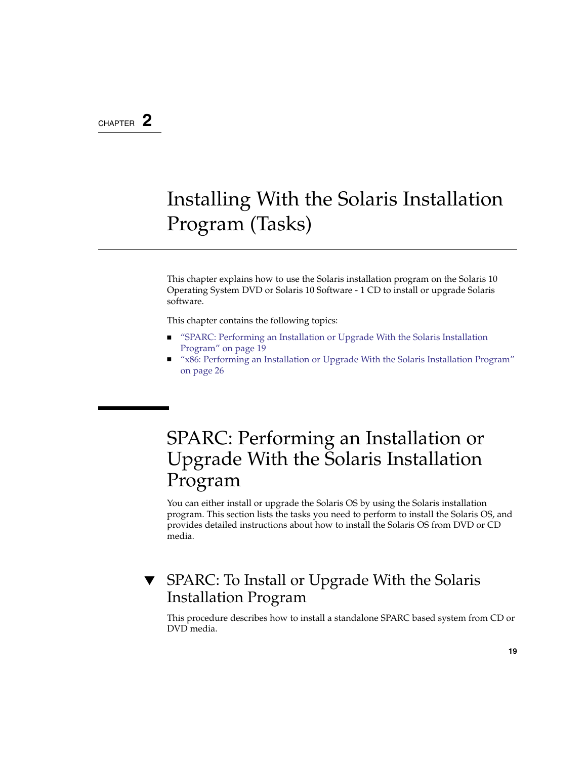CHAPTER 2

# Installing With the Solaris Installation Program (Tasks)

This chapter explains how to use the Solaris installation program on the Solaris 10 Operating System DVD or Solaris 10 Software - 1 CD to install or upgrade Solaris software.

This chapter contains the following topics:

- "SPARC: Performing an Installation or Upgrade With the Solaris Installation Program" on page 19
- "x86: Performing an Installation or Upgrade With the Solaris Installation Program" on page 26

## SPARC: Performing an Installation or Upgrade With the Solaris Installation Program

You can either install or upgrade the Solaris OS by using the Solaris installation program. This section lists the tasks you need to perform to install the Solaris OS, and provides detailed instructions about how to install the Solaris OS from DVD or CD media.

### ▼ SPARC: To Install or Upgrade With the Solaris Installation Program

This procedure describes how to install a standalone SPARC based system from CD or DVD media.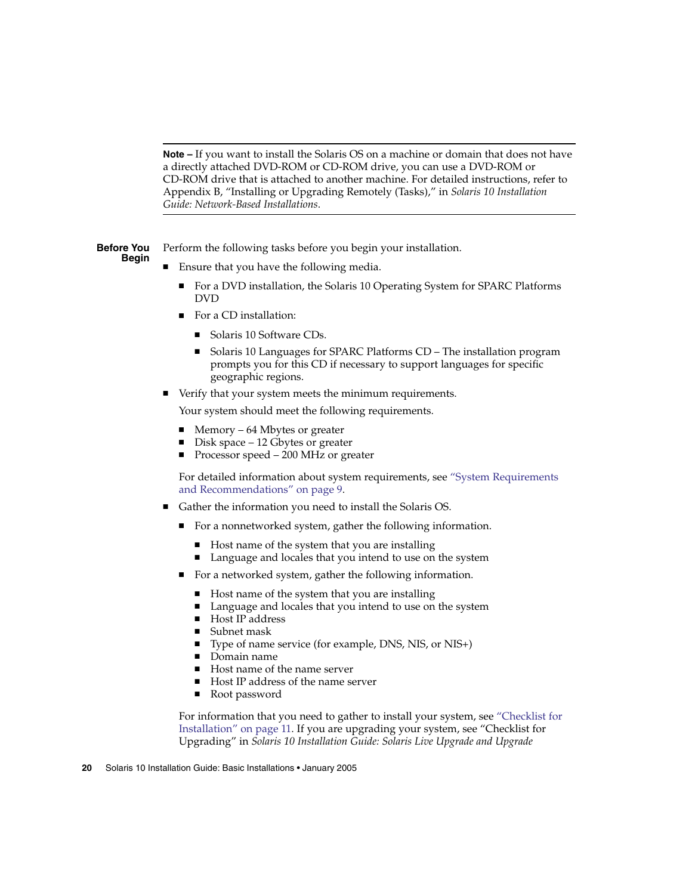---

**Note –** If you want to install the Solaris OS on a machine or domain that does not have a directly attached DVD-ROM or CD-ROM drive, you can use a DVD-ROM or CD-ROM drive that is attached to another machine. For detailed instructions, refer to Appendix B, "Installing or Upgrading Remotely (Tasks)," in *Solaris 10 Installation Guide: Network-Based Installations*.

---

**Before You Begin**

Perform the following tasks before you begin your installation.

- Ensure that you have the following media.
  - For a DVD installation, the Solaris 10 Operating System for SPARC Platforms DVD
  - For a CD installation:
    - Solaris 10 Software CDs.
    - Solaris 10 Languages for SPARC Platforms CD – The installation program prompts you for this CD if necessary to support languages for specific geographic regions.
- Verify that your system meets the minimum requirements.

  Your system should meet the following requirements.

  - Memory – 64 Mbytes or greater
  - Disk space – 12 Gbytes or greater
  - Processor speed – 200 MHz or greater

  For detailed information about system requirements, see "System Requirements and Recommendations" on page 9.
- Gather the information you need to install the Solaris OS.
  - For a nonnetworked system, gather the following information.
    - Host name of the system that you are installing
    - Language and locales that you intend to use on the system
  - For a networked system, gather the following information.
    - Host name of the system that you are installing
    - Language and locales that you intend to use on the system
    - Host IP address
    - Subnet mask
    - Type of name service (for example, DNS, NIS, or NIS+)
    - Domain name
    - Host name of the name server
    - Host IP address of the name server
    - Root password

  For information that you need to gather to install your system, see "Checklist for Installation" on page 11. If you are upgrading your system, see "Checklist for Upgrading" in *Solaris 10 Installation Guide: Solaris Live Upgrade and Upgrade*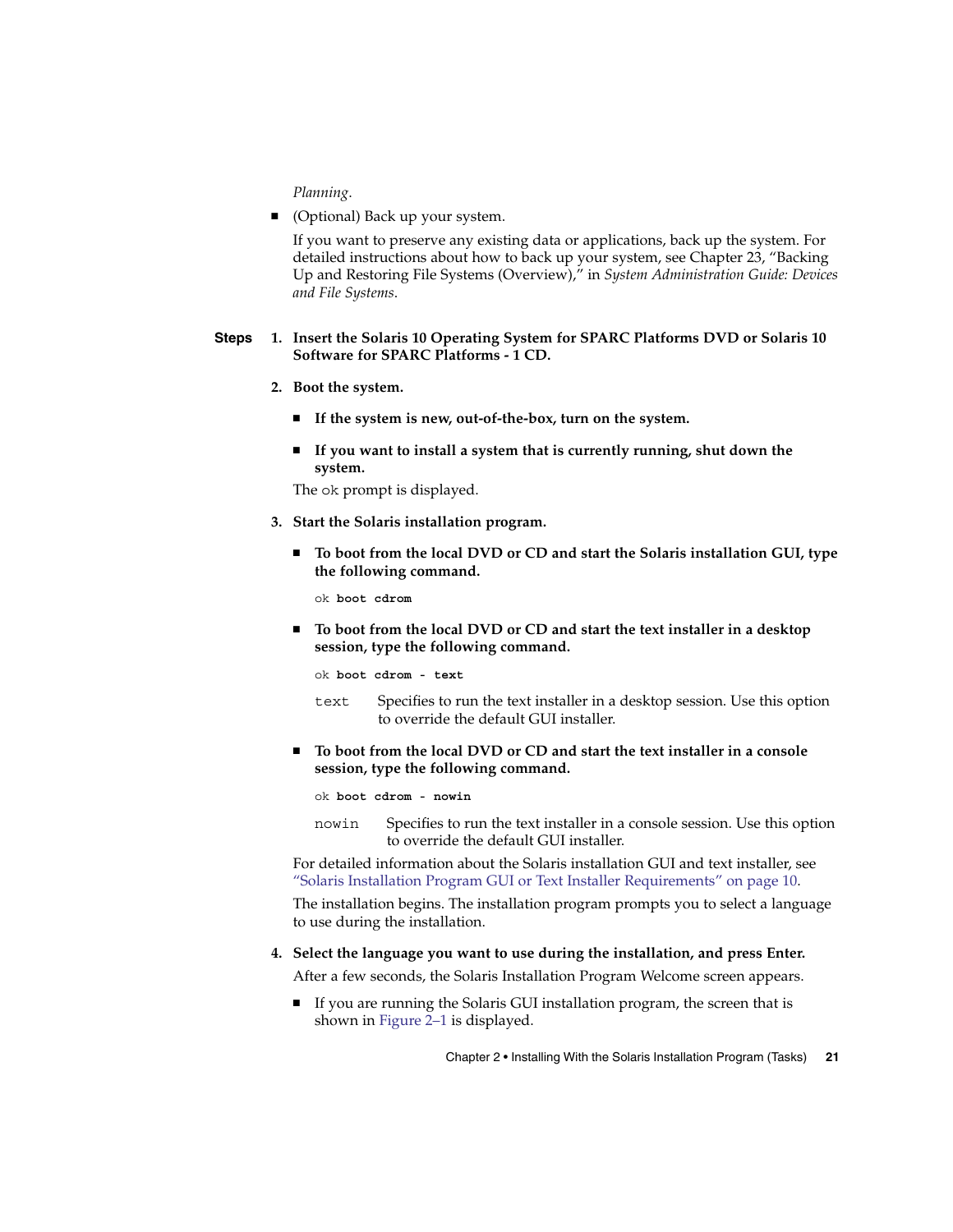*Planning*.

- (Optional) Back up your system.

  If you want to preserve any existing data or applications, back up the system. For detailed instructions about how to back up your system, see Chapter 23, "Backing Up and Restoring File Systems (Overview)," in *System Administration Guide: Devices and File Systems*.

**Steps**

1. **Insert the Solaris 10 Operating System for SPARC Platforms DVD or Solaris 10 Software for SPARC Platforms - 1 CD.**

2. **Boot the system.**
   - **If the system is new, out-of-the-box, turn on the system.**
   - **If you want to install a system that is currently running, shut down the system.**

   The `ok` prompt is displayed.

3. **Start the Solaris installation program.**
   - **To boot from the local DVD or CD and start the Solaris installation GUI, type the following command.**

     ```
     ok boot cdrom
     ```

   - **To boot from the local DVD or CD and start the text installer in a desktop session, type the following command.**

     ```
     ok boot cdrom - text
     ```

     `text` Specifies to run the text installer in a desktop session. Use this option to override the default GUI installer.

   - **To boot from the local DVD or CD and start the text installer in a console session, type the following command.**

     ```
     ok boot cdrom - nowin
     ```

     `nowin` Specifies to run the text installer in a console session. Use this option to override the default GUI installer.

   For detailed information about the Solaris installation GUI and text installer, see "Solaris Installation Program GUI or Text Installer Requirements" on page 10.

   The installation begins. The installation program prompts you to select a language to use during the installation.

4. **Select the language you want to use during the installation, and press Enter.**

   After a few seconds, the Solaris Installation Program Welcome screen appears.

   - If you are running the Solaris GUI installation program, the screen that is shown in Figure 2–1 is displayed.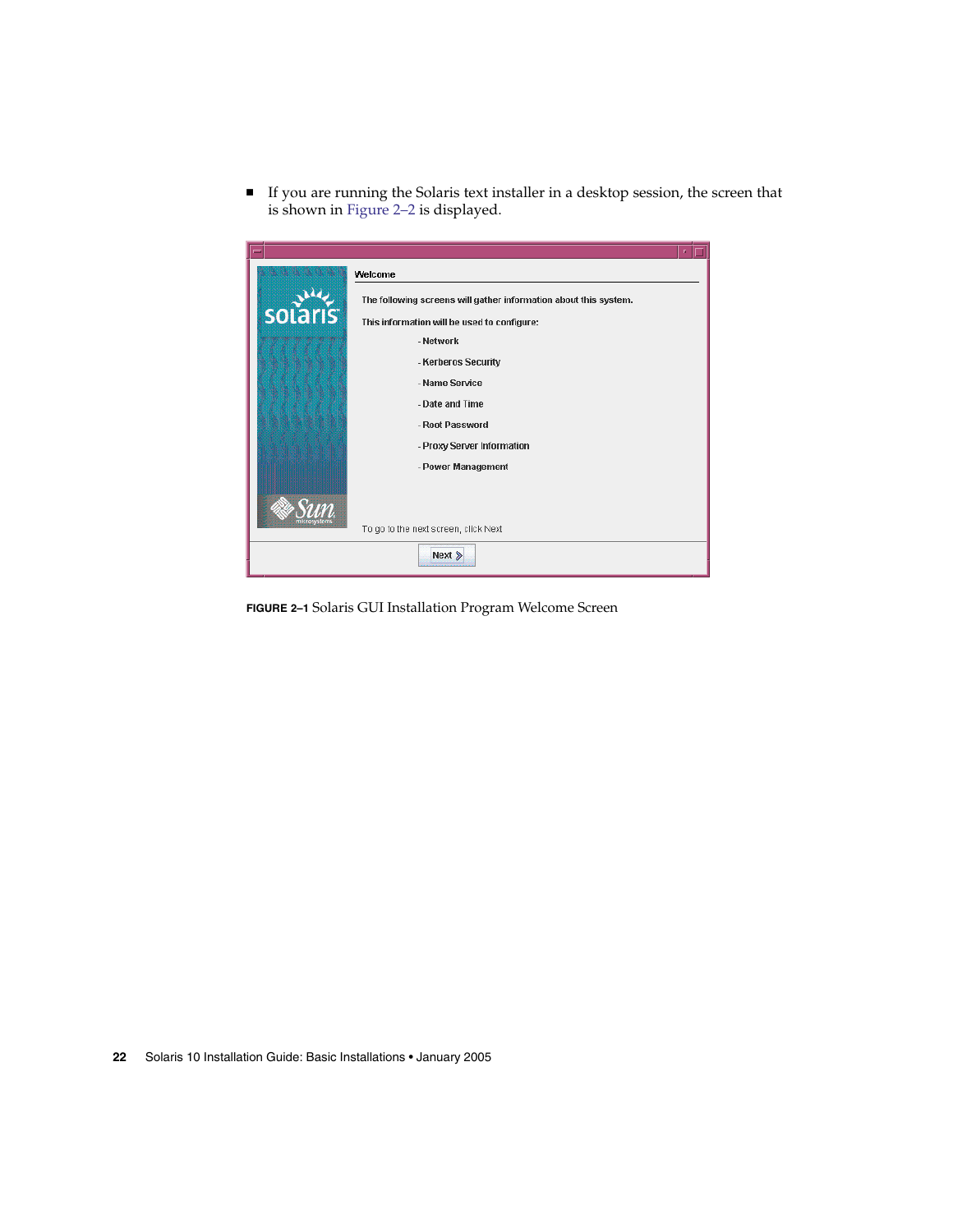- If you are running the Solaris text installer in a desktop session, the screen that is shown in Figure 2–2 is displayed.

**FIGURE 2–1** Solaris GUI Installation Program Welcome Screen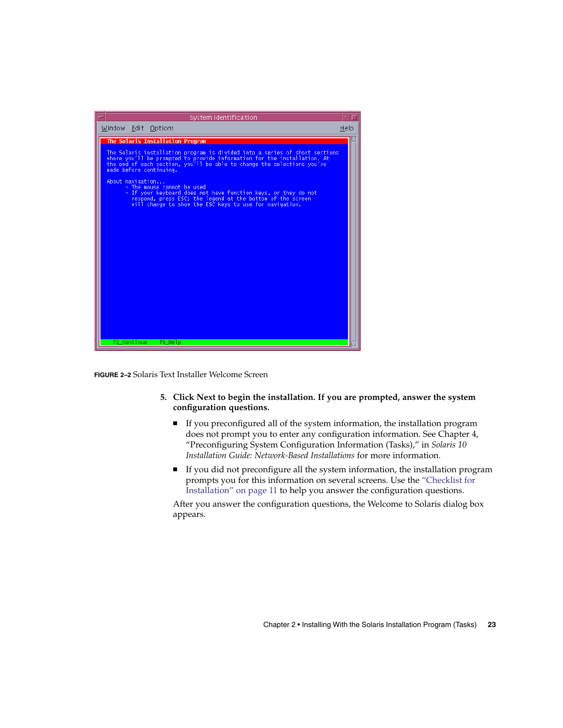FIGURE 2–2 Solaris Text Installer Welcome Screen

5. **Click Next to begin the installation. If you are prompted, answer the system configuration questions.**

   - If you preconfigured all of the system information, the installation program does not prompt you to enter any configuration information. See Chapter 4, "Preconfiguring System Configuration Information (Tasks)," in *Solaris 10 Installation Guide: Network-Based Installations* for more information.
   - If you did not preconfigure all the system information, the installation program prompts you for this information on several screens. Use the "Checklist for Installation" on page 11 to help you answer the configuration questions.

   After you answer the configuration questions, the Welcome to Solaris dialog box appears.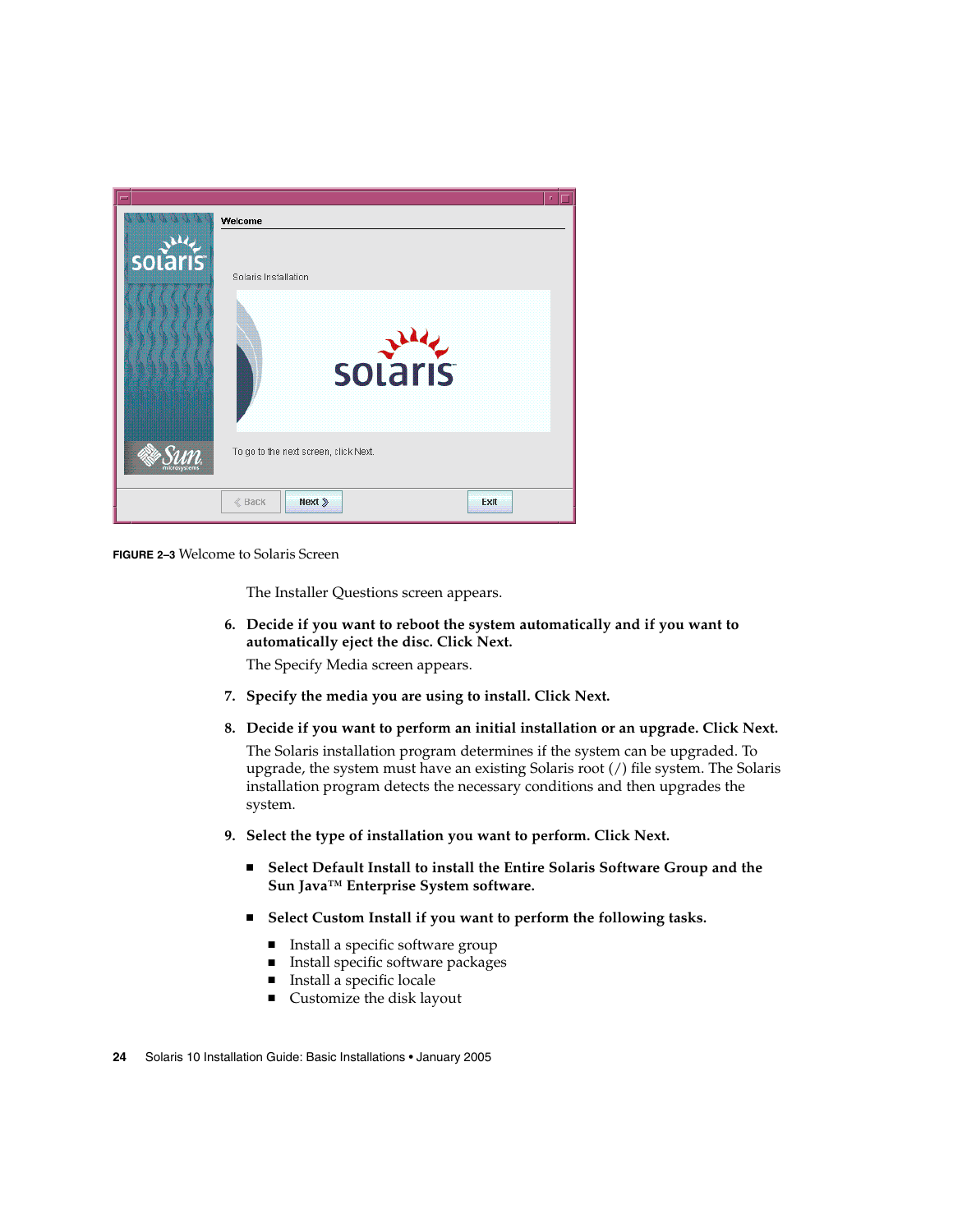**FIGURE 2–3** Welcome to Solaris Screen

The Installer Questions screen appears.

6. **Decide if you want to reboot the system automatically and if you want to automatically eject the disc. Click Next.**

   The Specify Media screen appears.

7. **Specify the media you are using to install. Click Next.**

8. **Decide if you want to perform an initial installation or an upgrade. Click Next.**

   The Solaris installation program determines if the system can be upgraded. To upgrade, the system must have an existing Solaris root (/) file system. The Solaris installation program detects the necessary conditions and then upgrades the system.

9. **Select the type of installation you want to perform. Click Next.**

   - **Select Default Install to install the Entire Solaris Software Group and the Sun Java™ Enterprise System software.**
   - **Select Custom Install if you want to perform the following tasks.**
     - Install a specific software group
     - Install specific software packages
     - Install a specific locale
     - Customize the disk layout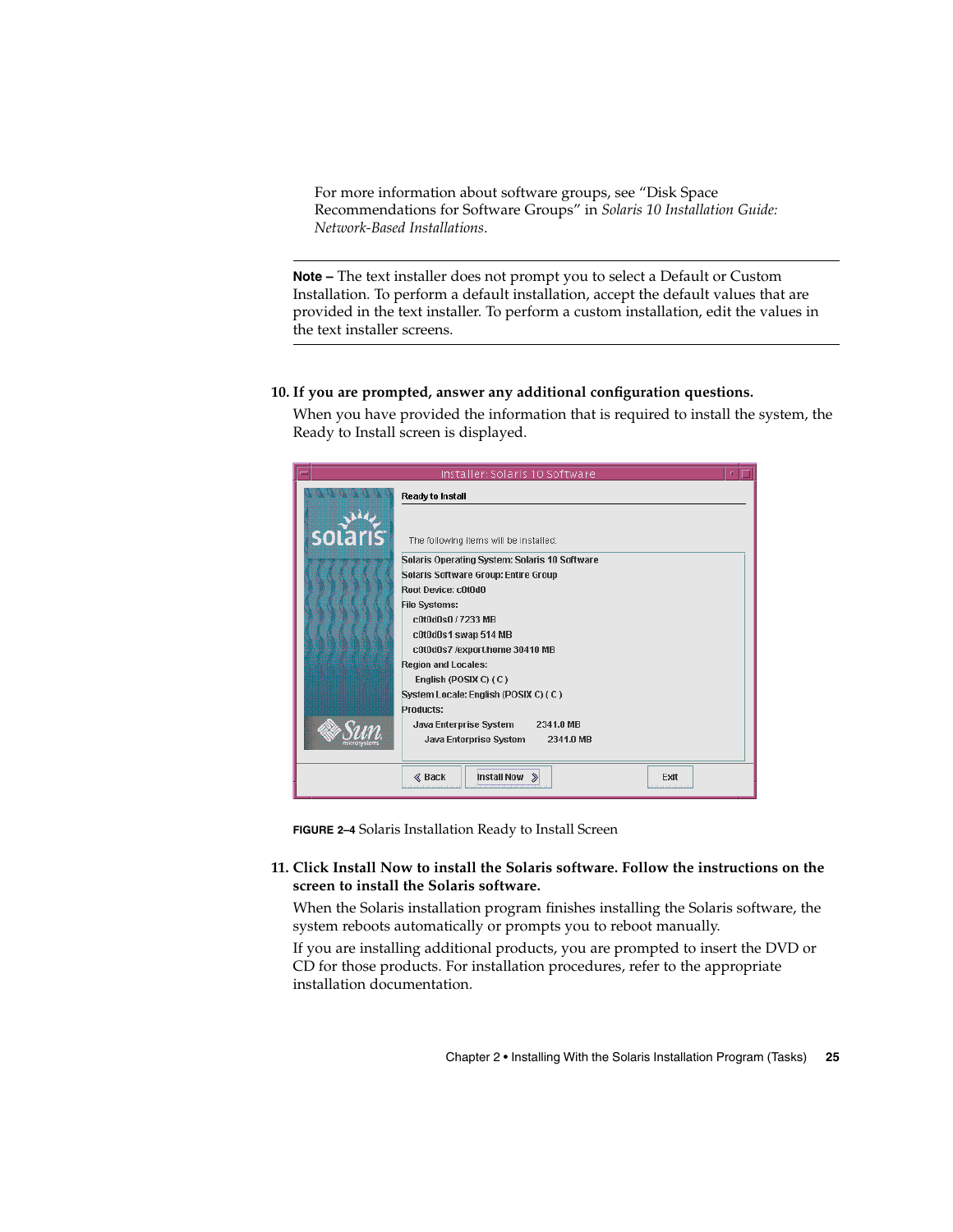For more information about software groups, see "Disk Space Recommendations for Software Groups" in *Solaris 10 Installation Guide: Network-Based Installations*.

---

**Note –** The text installer does not prompt you to select a Default or Custom Installation. To perform a default installation, accept the default values that are provided in the text installer. To perform a custom installation, edit the values in the text installer screens.

---

10. **If you are prompted, answer any additional configuration questions.**

    When you have provided the information that is required to install the system, the Ready to Install screen is displayed.

**FIGURE 2–4** Solaris Installation Ready to Install Screen

11. **Click Install Now to install the Solaris software. Follow the instructions on the screen to install the Solaris software.**

    When the Solaris installation program finishes installing the Solaris software, the system reboots automatically or prompts you to reboot manually.

    If you are installing additional products, you are prompted to insert the DVD or CD for those products. For installation procedures, refer to the appropriate installation documentation.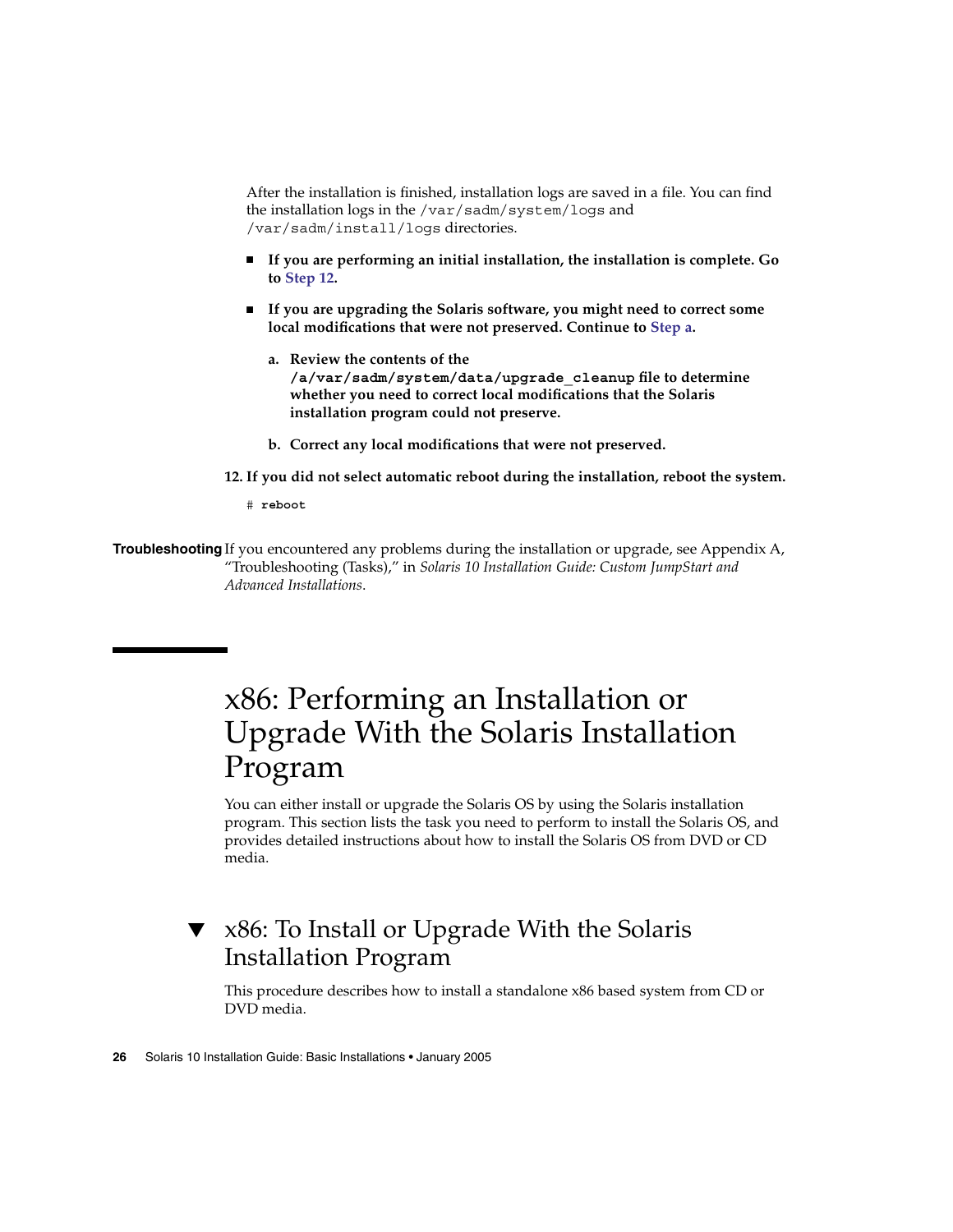After the installation is finished, installation logs are saved in a file. You can find the installation logs in the `/var/sadm/system/logs` and `/var/sadm/install/logs` directories.

- **If you are performing an initial installation, the installation is complete. Go to Step 12.**
- **If you are upgrading the Solaris software, you might need to correct some local modifications that were not preserved. Continue to Step a.**

   a. **Review the contents of the `/a/var/sadm/system/data/upgrade_cleanup` file to determine whether you need to correct local modifications that the Solaris installation program could not preserve.**

   b. **Correct any local modifications that were not preserved.**

12. **If you did not select automatic reboot during the installation, reboot the system.**

```
# reboot
```

**Troubleshooting** If you encountered any problems during the installation or upgrade, see Appendix A, "Troubleshooting (Tasks)," in *Solaris 10 Installation Guide: Custom JumpStart and Advanced Installations*.

# x86: Performing an Installation or Upgrade With the Solaris Installation Program

You can either install or upgrade the Solaris OS by using the Solaris installation program. This section lists the task you need to perform to install the Solaris OS, and provides detailed instructions about how to install the Solaris OS from DVD or CD media.

## ▼ x86: To Install or Upgrade With the Solaris Installation Program

This procedure describes how to install a standalone x86 based system from CD or DVD media.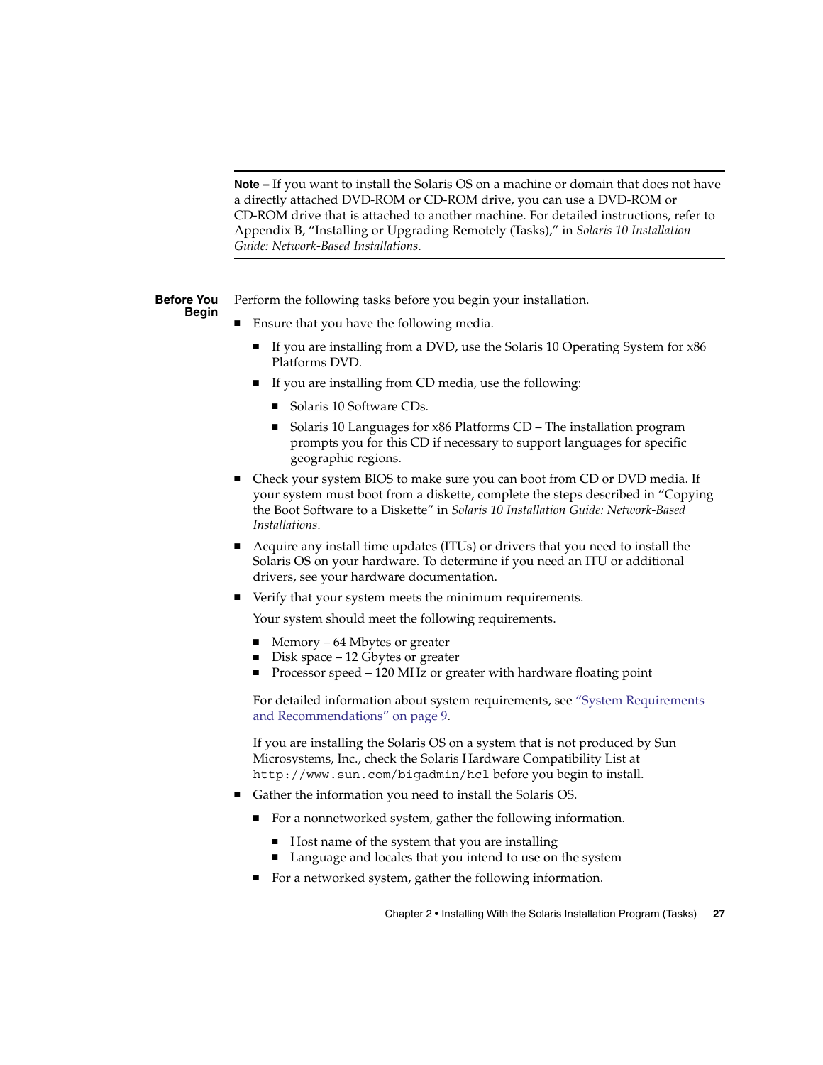---

**Note –** If you want to install the Solaris OS on a machine or domain that does not have a directly attached DVD-ROM or CD-ROM drive, you can use a DVD-ROM or CD-ROM drive that is attached to another machine. For detailed instructions, refer to Appendix B, "Installing or Upgrading Remotely (Tasks)," in *Solaris 10 Installation Guide: Network-Based Installations*.

---

**Before You Begin**

Perform the following tasks before you begin your installation.

- Ensure that you have the following media.
  - If you are installing from a DVD, use the Solaris 10 Operating System for x86 Platforms DVD.
  - If you are installing from CD media, use the following:
    - Solaris 10 Software CDs.
    - Solaris 10 Languages for x86 Platforms CD – The installation program prompts you for this CD if necessary to support languages for specific geographic regions.
- Check your system BIOS to make sure you can boot from CD or DVD media. If your system must boot from a diskette, complete the steps described in "Copying the Boot Software to a Diskette" in *Solaris 10 Installation Guide: Network-Based Installations*.
- Acquire any install time updates (ITUs) or drivers that you need to install the Solaris OS on your hardware. To determine if you need an ITU or additional drivers, see your hardware documentation.
- Verify that your system meets the minimum requirements.

  Your system should meet the following requirements.

  - Memory – 64 Mbytes or greater
  - Disk space – 12 Gbytes or greater
  - Processor speed – 120 MHz or greater with hardware floating point

  For detailed information about system requirements, see "System Requirements and Recommendations" on page 9.

  If you are installing the Solaris OS on a system that is not produced by Sun Microsystems, Inc., check the Solaris Hardware Compatibility List at `http://www.sun.com/bigadmin/hcl` before you begin to install.
- Gather the information you need to install the Solaris OS.
  - For a nonnetworked system, gather the following information.
    - Host name of the system that you are installing
    - Language and locales that you intend to use on the system
  - For a networked system, gather the following information.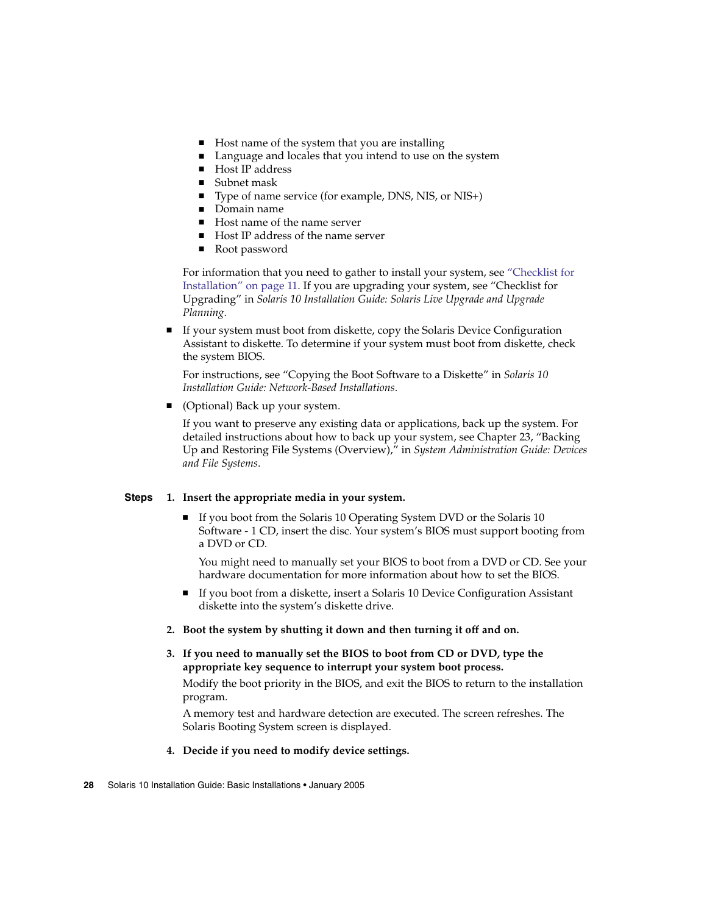- Host name of the system that you are installing
- Language and locales that you intend to use on the system
- Host IP address
- Subnet mask
- Type of name service (for example, DNS, NIS, or NIS+)
- Domain name
- Host name of the name server
- Host IP address of the name server
- Root password

For information that you need to gather to install your system, see "Checklist for Installation" on page 11. If you are upgrading your system, see "Checklist for Upgrading" in *Solaris 10 Installation Guide: Solaris Live Upgrade and Upgrade Planning*.

- If your system must boot from diskette, copy the Solaris Device Configuration Assistant to diskette. To determine if your system must boot from diskette, check the system BIOS.

  For instructions, see "Copying the Boot Software to a Diskette" in *Solaris 10 Installation Guide: Network-Based Installations*.

- (Optional) Back up your system.

  If you want to preserve any existing data or applications, back up the system. For detailed instructions about how to back up your system, see Chapter 23, "Backing Up and Restoring File Systems (Overview)," in *System Administration Guide: Devices and File Systems*.

**Steps**

1. **Insert the appropriate media in your system.**
   - If you boot from the Solaris 10 Operating System DVD or the Solaris 10 Software - 1 CD, insert the disc. Your system's BIOS must support booting from a DVD or CD.

     You might need to manually set your BIOS to boot from a DVD or CD. See your hardware documentation for more information about how to set the BIOS.

   - If you boot from a diskette, insert a Solaris 10 Device Configuration Assistant diskette into the system's diskette drive.

2. **Boot the system by shutting it down and then turning it off and on.**

3. **If you need to manually set the BIOS to boot from CD or DVD, type the appropriate key sequence to interrupt your system boot process.**

   Modify the boot priority in the BIOS, and exit the BIOS to return to the installation program.

   A memory test and hardware detection are executed. The screen refreshes. The Solaris Booting System screen is displayed.

4. **Decide if you need to modify device settings.**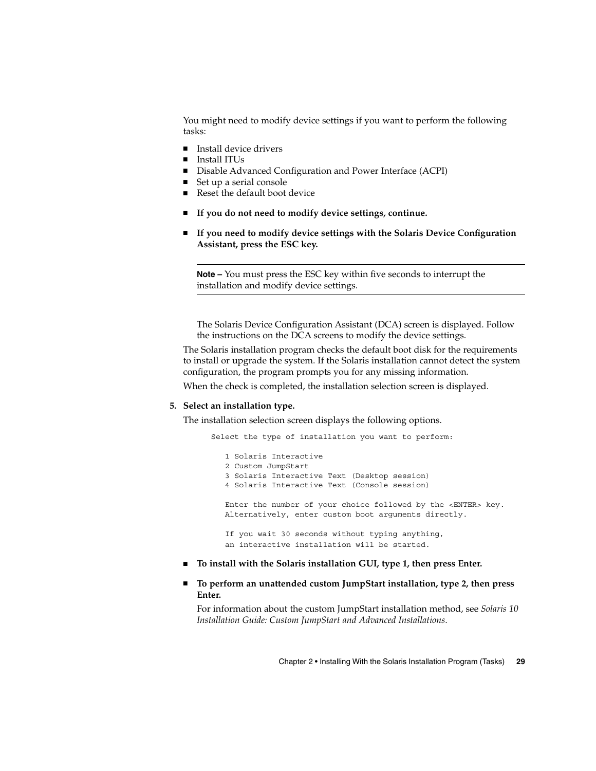You might need to modify device settings if you want to perform the following tasks:

- Install device drivers
- Install ITUs
- Disable Advanced Configuration and Power Interface (ACPI)
- Set up a serial console
- Reset the default boot device

- **If you do not need to modify device settings, continue.**
- **If you need to modify device settings with the Solaris Device Configuration Assistant, press the ESC key.**

---

**Note –** You must press the ESC key within five seconds to interrupt the installation and modify device settings.

---

The Solaris Device Configuration Assistant (DCA) screen is displayed. Follow the instructions on the DCA screens to modify the device settings.

The Solaris installation program checks the default boot disk for the requirements to install or upgrade the system. If the Solaris installation cannot detect the system configuration, the program prompts you for any missing information.

When the check is completed, the installation selection screen is displayed.

**5. Select an installation type.**

The installation selection screen displays the following options.

```
Select the type of installation you want to perform:

   1 Solaris Interactive
   2 Custom JumpStart
   3 Solaris Interactive Text (Desktop session)
   4 Solaris Interactive Text (Console session)

   Enter the number of your choice followed by the <ENTER> key.
   Alternatively, enter custom boot arguments directly.

   If you wait 30 seconds without typing anything,
   an interactive installation will be started.
```

- **To install with the Solaris installation GUI, type 1, then press Enter.**
- **To perform an unattended custom JumpStart installation, type 2, then press Enter.**

  For information about the custom JumpStart installation method, see *Solaris 10 Installation Guide: Custom JumpStart and Advanced Installations*.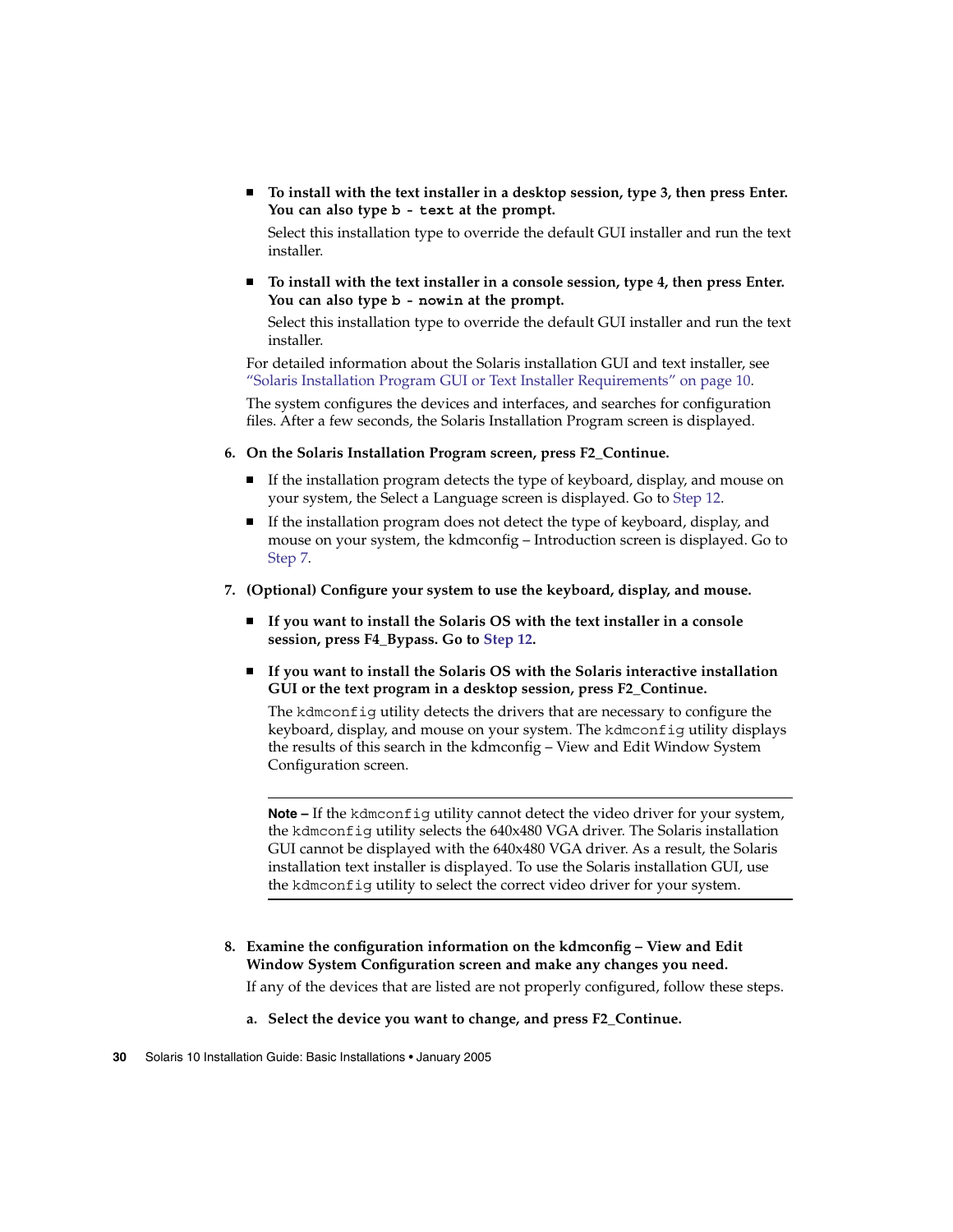- **To install with the text installer in a desktop session, type 3, then press Enter. You can also type `b - text` at the prompt.**

  Select this installation type to override the default GUI installer and run the text installer.

- **To install with the text installer in a console session, type 4, then press Enter. You can also type `b - nowin` at the prompt.**

  Select this installation type to override the default GUI installer and run the text installer.

For detailed information about the Solaris installation GUI and text installer, see "Solaris Installation Program GUI or Text Installer Requirements" on page 10.

The system configures the devices and interfaces, and searches for configuration files. After a few seconds, the Solaris Installation Program screen is displayed.

6. **On the Solaris Installation Program screen, press F2_Continue.**

   - If the installation program detects the type of keyboard, display, and mouse on your system, the Select a Language screen is displayed. Go to Step 12.
   - If the installation program does not detect the type of keyboard, display, and mouse on your system, the kdmconfig – Introduction screen is displayed. Go to Step 7.

7. **(Optional) Configure your system to use the keyboard, display, and mouse.**

   - **If you want to install the Solaris OS with the text installer in a console session, press F4_Bypass. Go to Step 12.**

   - **If you want to install the Solaris OS with the Solaris interactive installation GUI or the text program in a desktop session, press F2_Continue.**

     The `kdmconfig` utility detects the drivers that are necessary to configure the keyboard, display, and mouse on your system. The `kdmconfig` utility displays the results of this search in the kdmconfig – View and Edit Window System Configuration screen.

   ---

   **Note –** If the `kdmconfig` utility cannot detect the video driver for your system, the `kdmconfig` utility selects the 640x480 VGA driver. The Solaris installation GUI cannot be displayed with the 640x480 VGA driver. As a result, the Solaris installation text installer is displayed. To use the Solaris installation GUI, use the `kdmconfig` utility to select the correct video driver for your system.

   ---

8. **Examine the configuration information on the kdmconfig – View and Edit Window System Configuration screen and make any changes you need.**

   If any of the devices that are listed are not properly configured, follow these steps.

   a. **Select the device you want to change, and press F2_Continue.**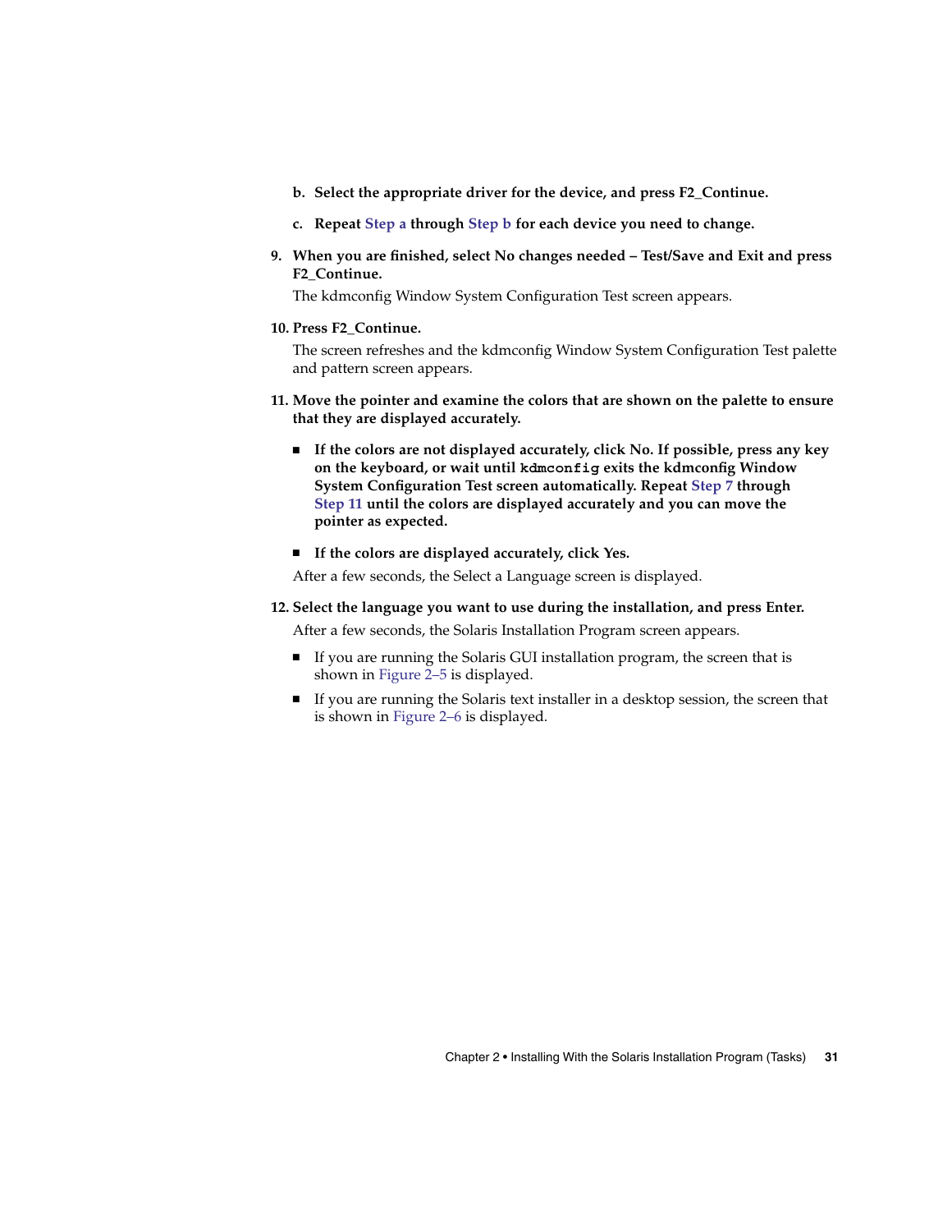b. **Select the appropriate driver for the device, and press F2_Continue.**

   c. **Repeat Step a through Step b for each device you need to change.**

9. **When you are finished, select No changes needed – Test/Save and Exit and press F2_Continue.**

   The kdmconfig Window System Configuration Test screen appears.

10. **Press F2_Continue.**

    The screen refreshes and the kdmconfig Window System Configuration Test palette and pattern screen appears.

11. **Move the pointer and examine the colors that are shown on the palette to ensure that they are displayed accurately.**

    - **If the colors are not displayed accurately, click No. If possible, press any key on the keyboard, or wait until `kdmconfig` exits the kdmconfig Window System Configuration Test screen automatically. Repeat Step 7 through Step 11 until the colors are displayed accurately and you can move the pointer as expected.**

    - **If the colors are displayed accurately, click Yes.**

    After a few seconds, the Select a Language screen is displayed.

12. **Select the language you want to use during the installation, and press Enter.**

    After a few seconds, the Solaris Installation Program screen appears.

    - If you are running the Solaris GUI installation program, the screen that is shown in Figure 2–5 is displayed.
    - If you are running the Solaris text installer in a desktop session, the screen that is shown in Figure 2–6 is displayed.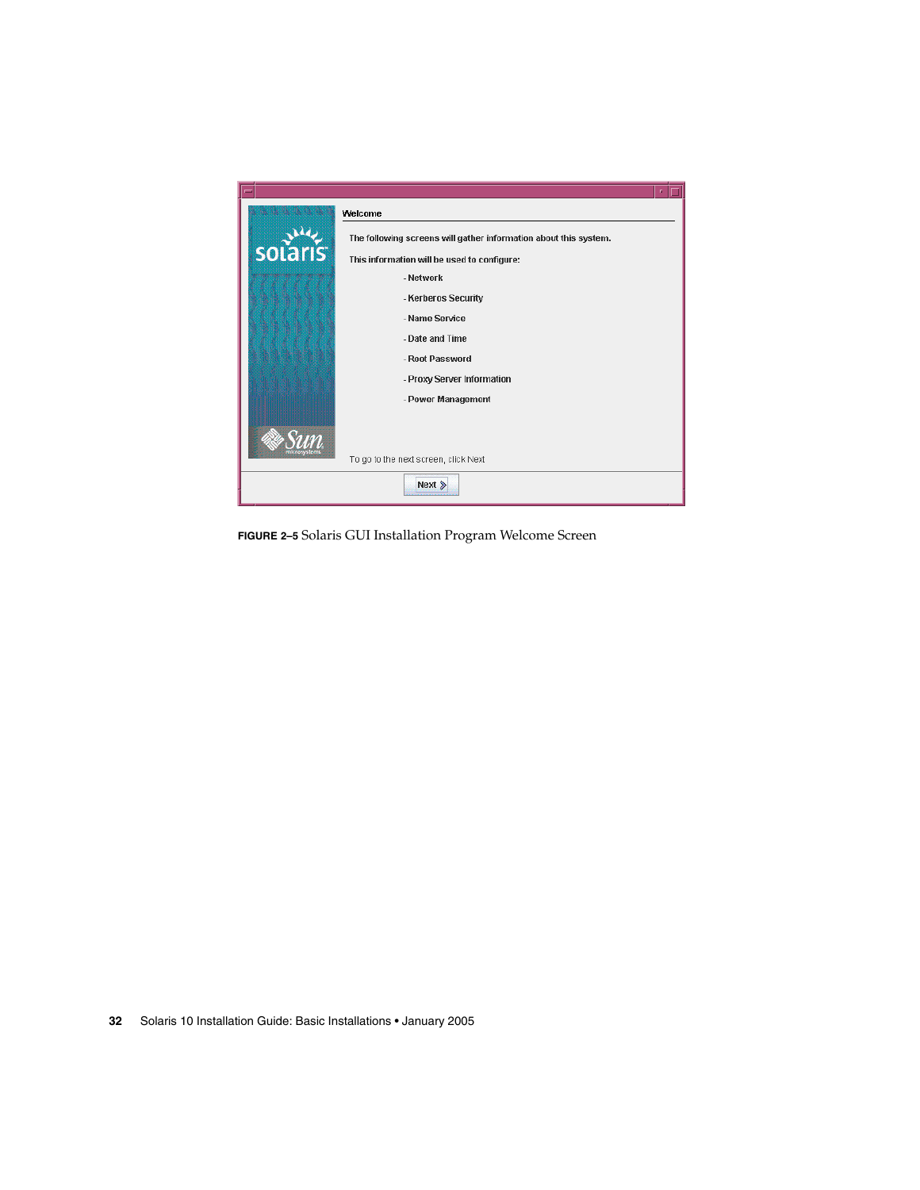Welcome

The following screens will gather information about this system.

This information will be used to configure:

- Network
- Kerberos Security
- Name Service
- Date and Time
- Root Password
- Proxy Server Information
- Power Management

To go to the next screen, click Next

Next

**FIGURE 2–5** Solaris GUI Installation Program Welcome Screen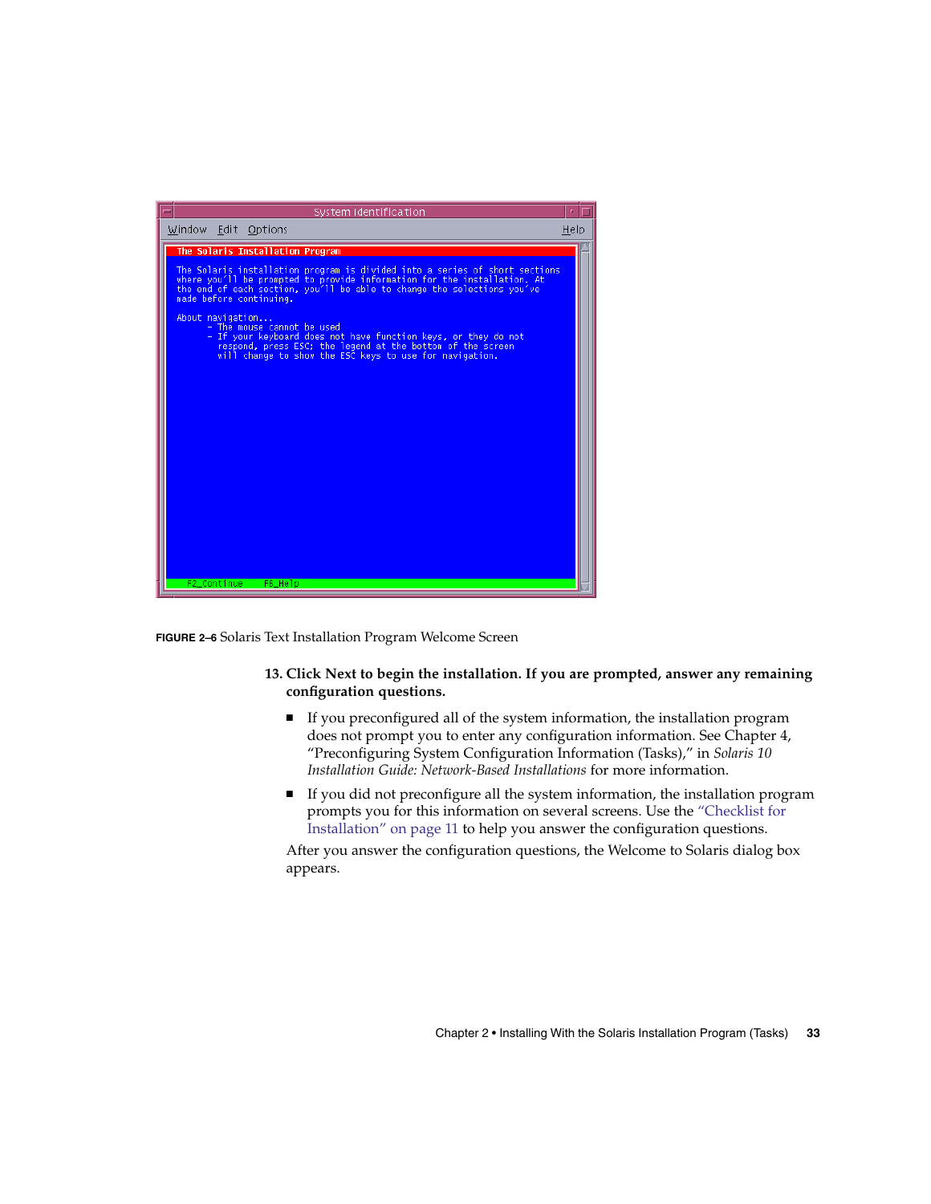**FIGURE 2–6** Solaris Text Installation Program Welcome Screen

13. **Click Next to begin the installation. If you are prompted, answer any remaining configuration questions.**

    - If you preconfigured all of the system information, the installation program does not prompt you to enter any configuration information. See Chapter 4, "Preconfiguring System Configuration Information (Tasks)," in *Solaris 10 Installation Guide: Network-Based Installations* for more information.
    - If you did not preconfigure all the system information, the installation program prompts you for this information on several screens. Use the "Checklist for Installation" on page 11 to help you answer the configuration questions.

    After you answer the configuration questions, the Welcome to Solaris dialog box appears.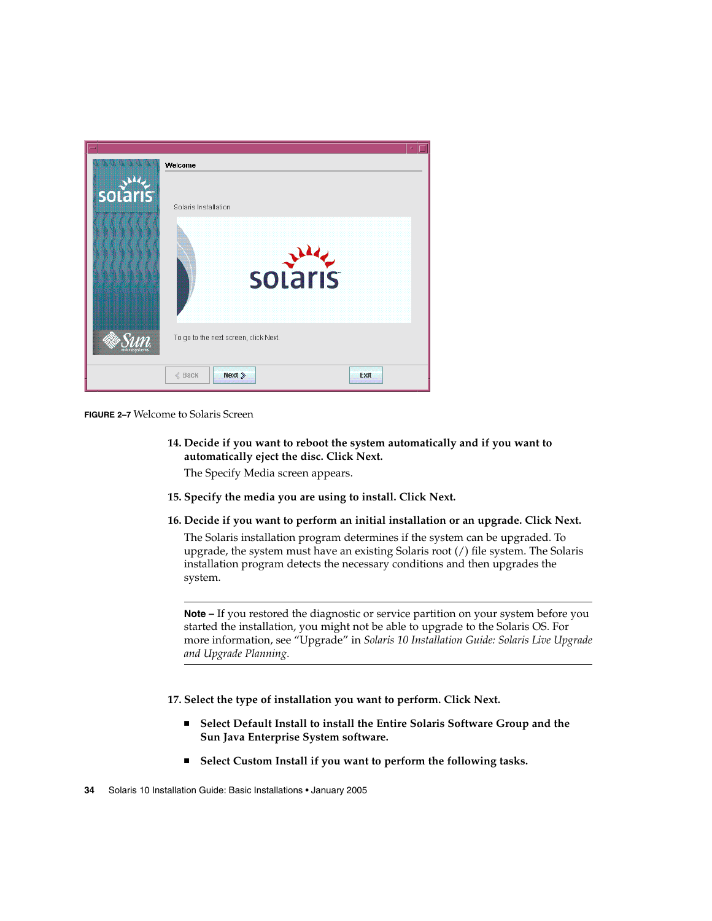FIGURE 2–7 Welcome to Solaris Screen

14. **Decide if you want to reboot the system automatically and if you want to automatically eject the disc. Click Next.**

    The Specify Media screen appears.

15. **Specify the media you are using to install. Click Next.**

16. **Decide if you want to perform an initial installation or an upgrade. Click Next.**

    The Solaris installation program determines if the system can be upgraded. To upgrade, the system must have an existing Solaris root (/) file system. The Solaris installation program detects the necessary conditions and then upgrades the system.

    ---

    **Note –** If you restored the diagnostic or service partition on your system before you started the installation, you might not be able to upgrade to the Solaris OS. For more information, see “Upgrade” in *Solaris 10 Installation Guide: Solaris Live Upgrade and Upgrade Planning*.

    ---

17. **Select the type of installation you want to perform. Click Next.**

    - **Select Default Install to install the Entire Solaris Software Group and the Sun Java Enterprise System software.**
    - **Select Custom Install if you want to perform the following tasks.**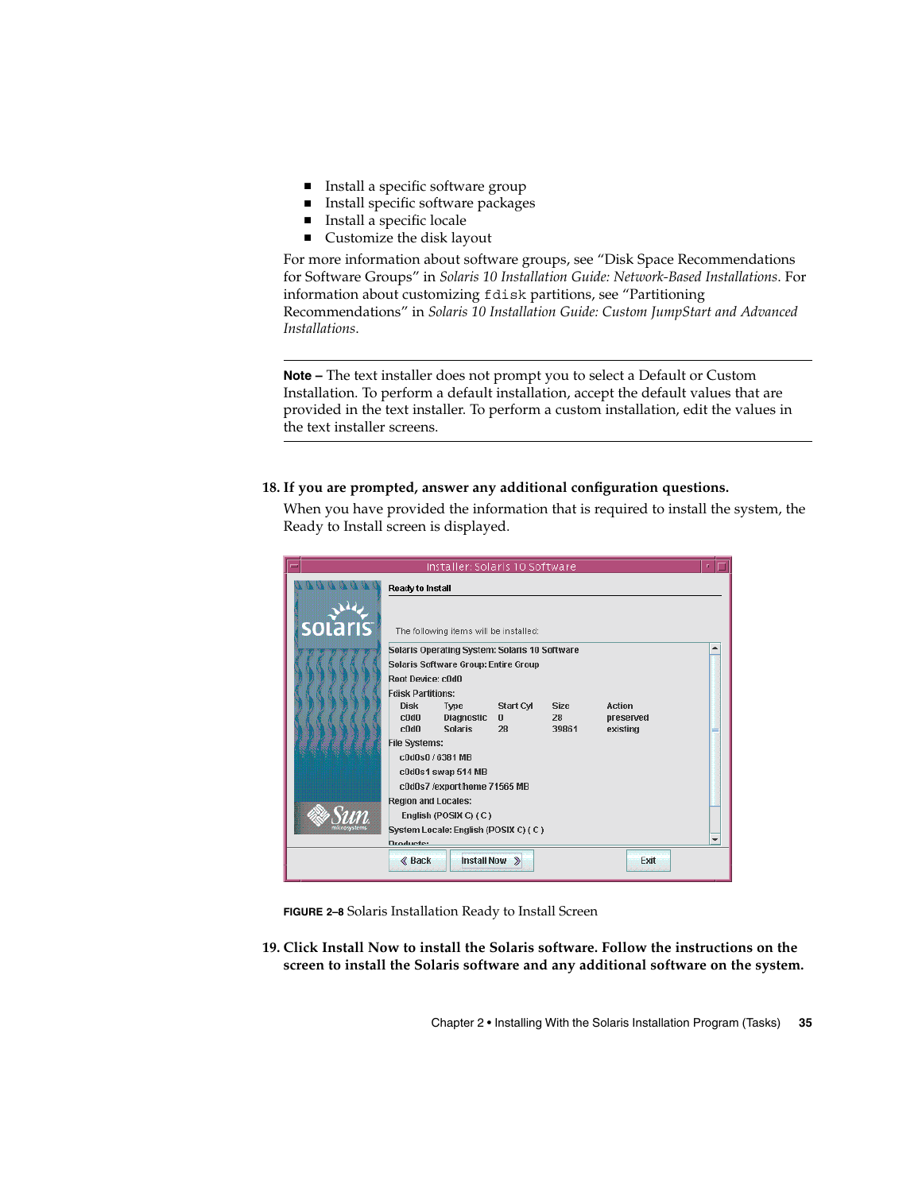- Install a specific software group
- Install specific software packages
- Install a specific locale
- Customize the disk layout

For more information about software groups, see "Disk Space Recommendations for Software Groups" in *Solaris 10 Installation Guide: Network-Based Installations*. For information about customizing `fdisk` partitions, see "Partitioning Recommendations" in *Solaris 10 Installation Guide: Custom JumpStart and Advanced Installations*.

---

**Note –** The text installer does not prompt you to select a Default or Custom Installation. To perform a default installation, accept the default values that are provided in the text installer. To perform a custom installation, edit the values in the text installer screens.

---

**18. If you are prompted, answer any additional configuration questions.**

When you have provided the information that is required to install the system, the Ready to Install screen is displayed.

**FIGURE 2–8** Solaris Installation Ready to Install Screen

**19. Click Install Now to install the Solaris software. Follow the instructions on the screen to install the Solaris software and any additional software on the system.**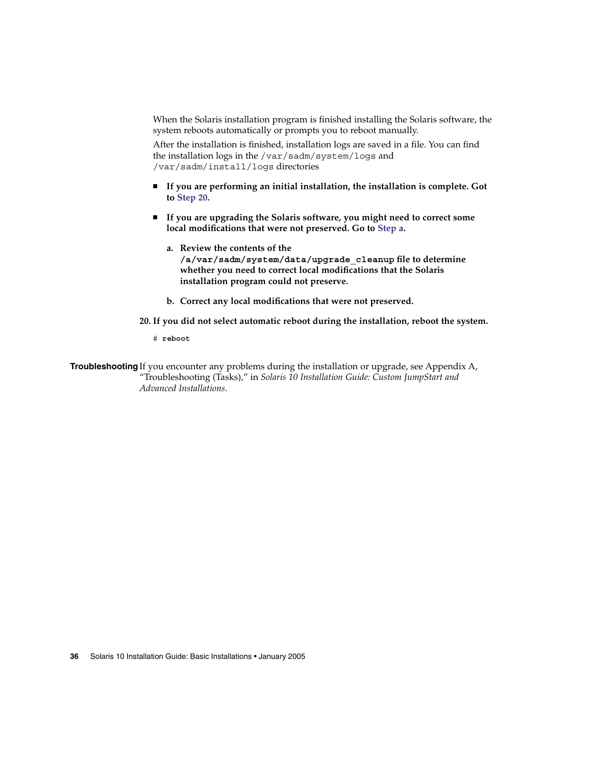When the Solaris installation program is finished installing the Solaris software, the system reboots automatically or prompts you to reboot manually.

After the installation is finished, installation logs are saved in a file. You can find the installation logs in the `/var/sadm/system/logs` and `/var/sadm/install/logs` directories

- **If you are performing an initial installation, the installation is complete. Got to Step 20.**
- **If you are upgrading the Solaris software, you might need to correct some local modifications that were not preserved. Go to Step a.**

  a. **Review the contents of the `/a/var/sadm/system/data/upgrade_cleanup` file to determine whether you need to correct local modifications that the Solaris installation program could not preserve.**

  b. **Correct any local modifications that were not preserved.**

20. **If you did not select automatic reboot during the installation, reboot the system.**

```
# reboot
```

**Troubleshooting** If you encounter any problems during the installation or upgrade, see Appendix A, "Troubleshooting (Tasks)," in *Solaris 10 Installation Guide: Custom JumpStart and Advanced Installations*.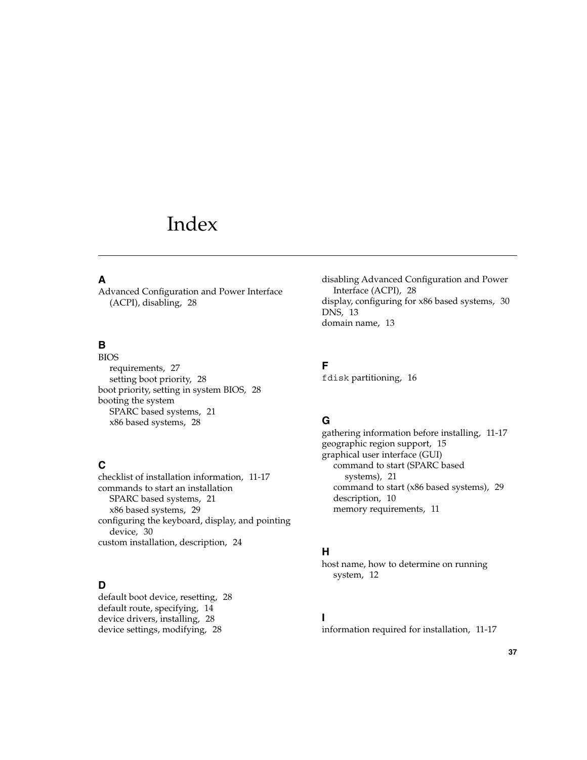# Index

## A

Advanced Configuration and Power Interface (ACPI), disabling, 28

## B

BIOS
- requirements, 27
- setting boot priority, 28

boot priority, setting in system BIOS, 28

booting the system
- SPARC based systems, 21
- x86 based systems, 28

## C

checklist of installation information, 11-17

commands to start an installation
- SPARC based systems, 21
- x86 based systems, 29

configuring the keyboard, display, and pointing device, 30

custom installation, description, 24

## D

default boot device, resetting, 28

default route, specifying, 14

device drivers, installing, 28

device settings, modifying, 28

disabling Advanced Configuration and Power Interface (ACPI), 28

display, configuring for x86 based systems, 30

DNS, 13

domain name, 13

## F

`fdisk` partitioning, 16

## G

gathering information before installing, 11-17

geographic region support, 15

graphical user interface (GUI)
- command to start (SPARC based systems), 21
- command to start (x86 based systems), 29
- description, 10
- memory requirements, 11

## H

host name, how to determine on running system, 12

## I

information required for installation, 11-17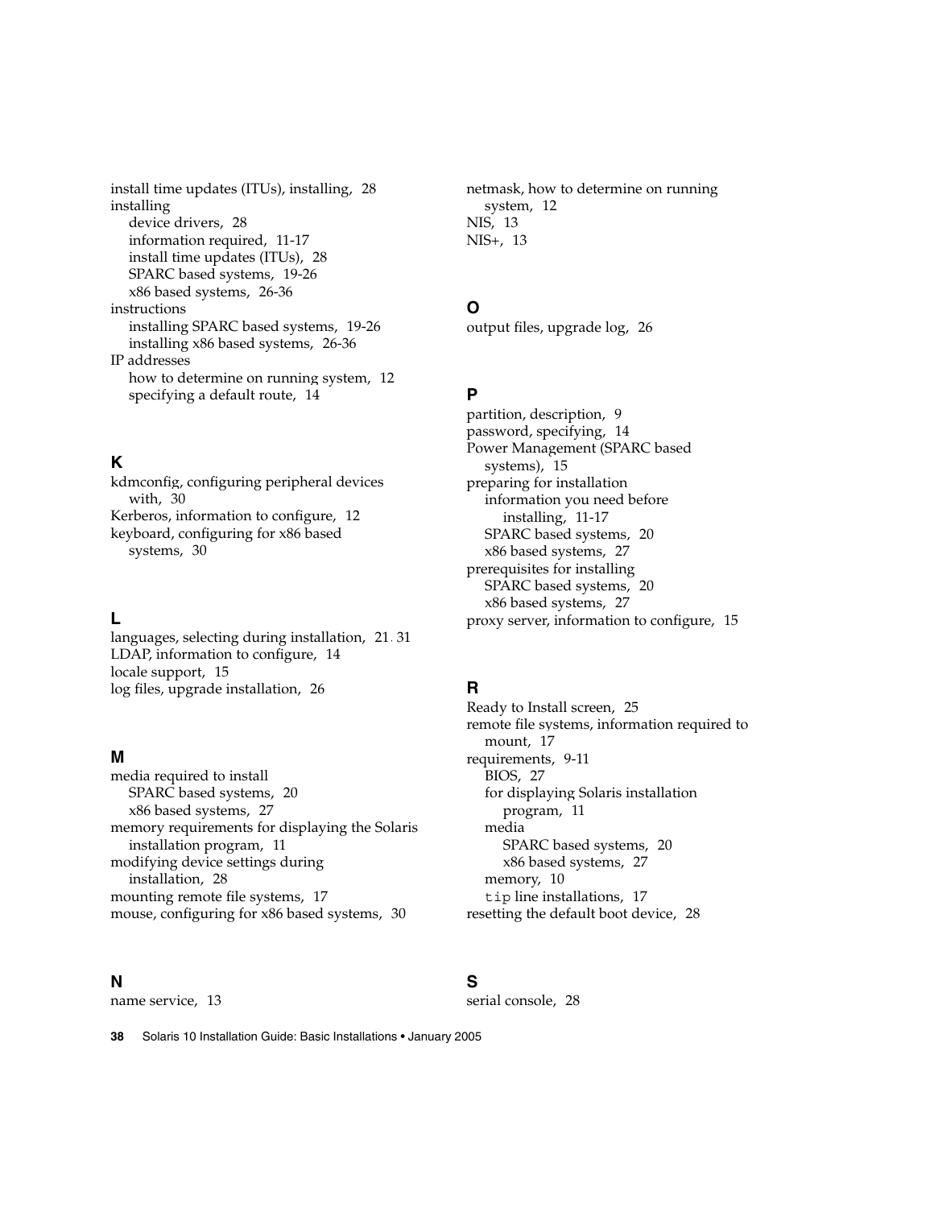install time updates (ITUs), installing, 28
installing
    device drivers, 28
    information required, 11-17
    install time updates (ITUs), 28
    SPARC based systems, 19-26
    x86 based systems, 26-36
instructions
    installing SPARC based systems, 19-26
    installing x86 based systems, 26-36
IP addresses
    how to determine on running system, 12
    specifying a default route, 14

## K

kdmconfig, configuring peripheral devices with, 30
Kerberos, information to configure, 12
keyboard, configuring for x86 based systems, 30

## L

languages, selecting during installation, 21, 31
LDAP, information to configure, 14
locale support, 15
log files, upgrade installation, 26

## M

media required to install
    SPARC based systems, 20
    x86 based systems, 27
memory requirements for displaying the Solaris installation program, 11
modifying device settings during installation, 28
mounting remote file systems, 17
mouse, configuring for x86 based systems, 30

## N

name service, 13
netmask, how to determine on running system, 12
NIS, 13
NIS+, 13

## O

output files, upgrade log, 26

## P

partition, description, 9
password, specifying, 14
Power Management (SPARC based systems), 15
preparing for installation
    information you need before installing, 11-17
    SPARC based systems, 20
    x86 based systems, 27
prerequisites for installing
    SPARC based systems, 20
    x86 based systems, 27
proxy server, information to configure, 15

## R

Ready to Install screen, 25
remote file systems, information required to mount, 17
requirements, 9-11
    BIOS, 27
    for displaying Solaris installation program, 11
    media
        SPARC based systems, 20
        x86 based systems, 27
    memory, 10
    `tip` line installations, 17
resetting the default boot device, 28

## S

serial console, 28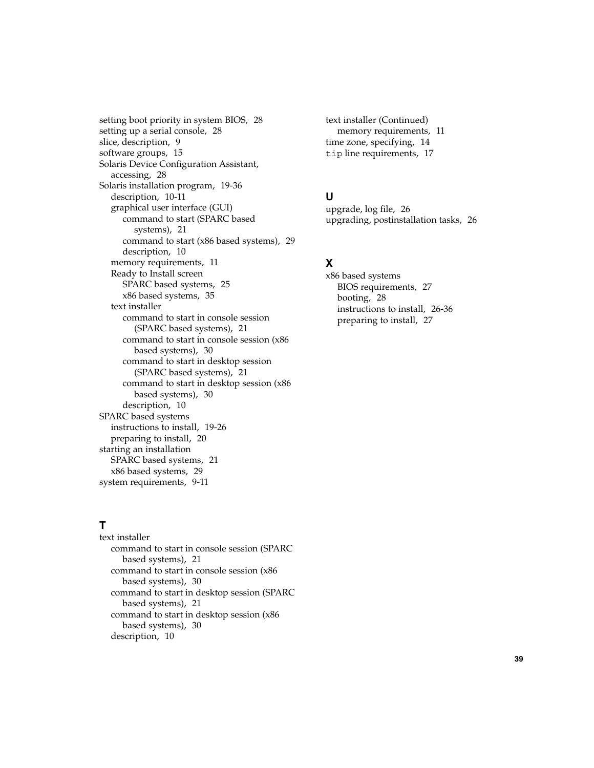setting boot priority in system BIOS, 28
setting up a serial console, 28
slice, description, 9
software groups, 15
Solaris Device Configuration Assistant, accessing, 28
Solaris installation program, 19-36
    description, 10-11
    graphical user interface (GUI)
        command to start (SPARC based systems), 21
        command to start (x86 based systems), 29
        description, 10
    memory requirements, 11
    Ready to Install screen
        SPARC based systems, 25
        x86 based systems, 35
    text installer
        command to start in console session (SPARC based systems), 21
        command to start in console session (x86 based systems), 30
        command to start in desktop session (SPARC based systems), 21
        command to start in desktop session (x86 based systems), 30
        description, 10
SPARC based systems
    instructions to install, 19-26
    preparing to install, 20
starting an installation
    SPARC based systems, 21
    x86 based systems, 29
system requirements, 9-11

## T

text installer
    command to start in console session (SPARC based systems), 21
    command to start in console session (x86 based systems), 30
    command to start in desktop session (SPARC based systems), 21
    command to start in desktop session (x86 based systems), 30
    description, 10
text installer (Continued)
    memory requirements, 11
time zone, specifying, 14
`tip` line requirements, 17

## U

upgrade, log file, 26
upgrading, postinstallation tasks, 26

## X

x86 based systems
    BIOS requirements, 27
    booting, 28
    instructions to install, 26-36
    preparing to install, 27